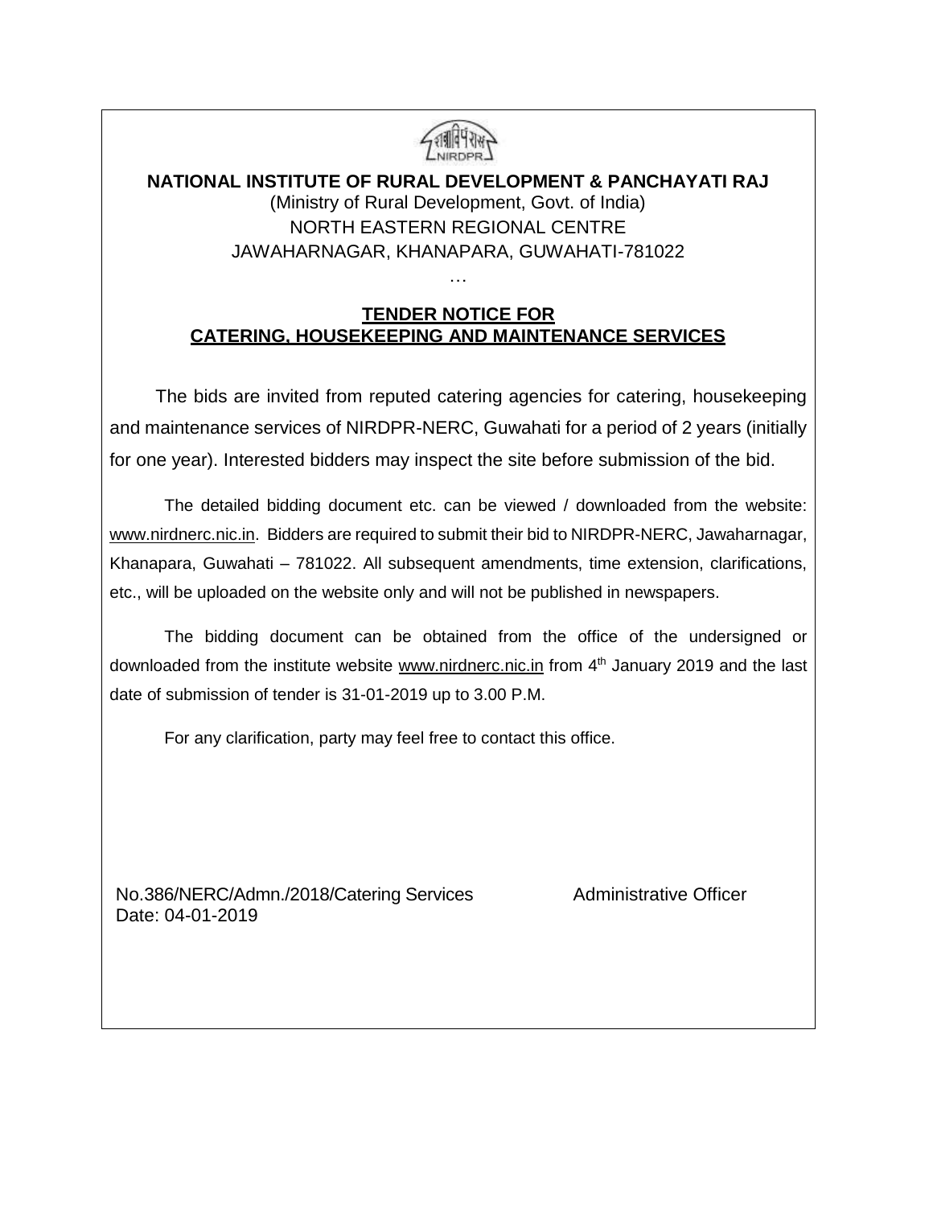**NATIONAL INSTITUTE OF RURAL DEVELOPMENT & PANCHAYATI RAJ**

(Ministry of Rural Development, Govt. of India)

NORTH EASTERN REGIONAL CENTRE

JAWAHARNAGAR, KHANAPARA, GUWAHATI-781022

…

## TENDER NOTICE FOR CATERING, HOUSEKEEPING AND MAINTENANCE SERVICES

The bids are invited from reputed catering agencies for catering, housekeeping and maintenance services of NIRDPR-NERC, Guwahati for a period of 2 years (initially for one year). Interested bidders may inspect the site before submission of the bid.

The detailed bidding document etc. can be viewed / downloaded from the website: www.nirdnerc.nic.in. Bidders are required to submit their bid to NIRDPR-NERC, Jawaharnagar, Khanapara, Guwahati – 781022. All subsequent amendments, time extension, clarifications, etc., will be uploaded on the website only and will not be published in newspapers.

The bidding document can be obtained from the office of the undersigned or downloaded from the institute website www.nirdnerc.nic.in from 4th January 2019 and the last date of submission of tender is 31-01-2019 up to 3.00 P.M.

For any clarification, party may feel free to contact this office.

No.386/NERC/Admn./2018/Catering Services

Date: 04-01-2019

Administrative Officer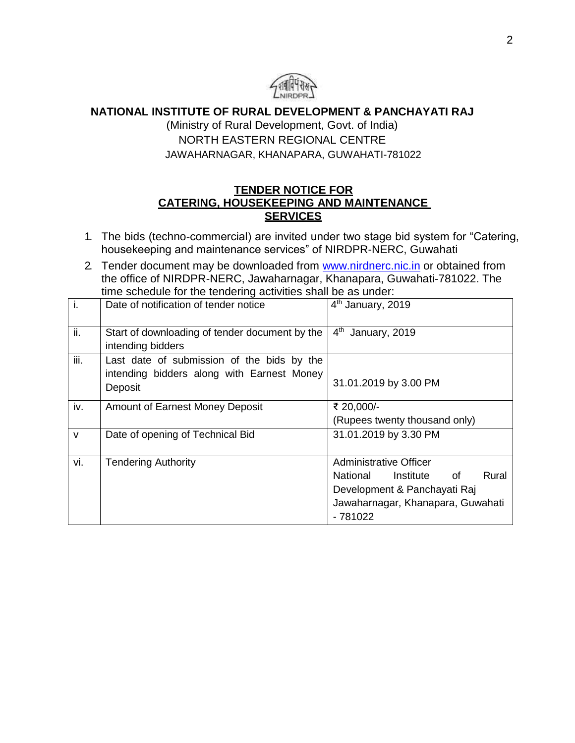**NATIONAL INSTITUTE OF RURAL DEVELOPMENT & PANCHAYATI RAJ**

(Ministry of Rural Development, Govt. of India)

NORTH EASTERN REGIONAL CENTRE

JAWAHARNAGAR, KHANAPARA, GUWAHATI-781022

## TENDER NOTICE FOR CATERING, HOUSEKEEPING AND MAINTENANCE SERVICES

1. The bids (techno-commercial) are invited under two stage bid system for "Catering, housekeeping and maintenance services" of NIRDPR-NERC, Guwahati
2. Tender document may be downloaded from www.nirdnerc.nic.in or obtained from the office of NIRDPR-NERC, Jawaharnagar, Khanapara, Guwahati-781022. The time schedule for the tendering activities shall be as under:

| | | |
|---|---|---|
| i. | Date of notification of tender notice | 4th January, 2019 |
| ii. | Start of downloading of tender document by the intending bidders | 4th January, 2019 |
| iii. | Last date of submission of the bids by the intending bidders along with Earnest Money Deposit | 31.01.2019 by 3.00 PM |
| iv. | Amount of Earnest Money Deposit | ₹ 20,000/- (Rupees twenty thousand only) |
| v | Date of opening of Technical Bid | 31.01.2019 by 3.30 PM |
| vi. | Tendering Authority | Administrative Officer National Institute of Rural Development & Panchayati Raj Jawaharnagar, Khanapara, Guwahati - 781022 |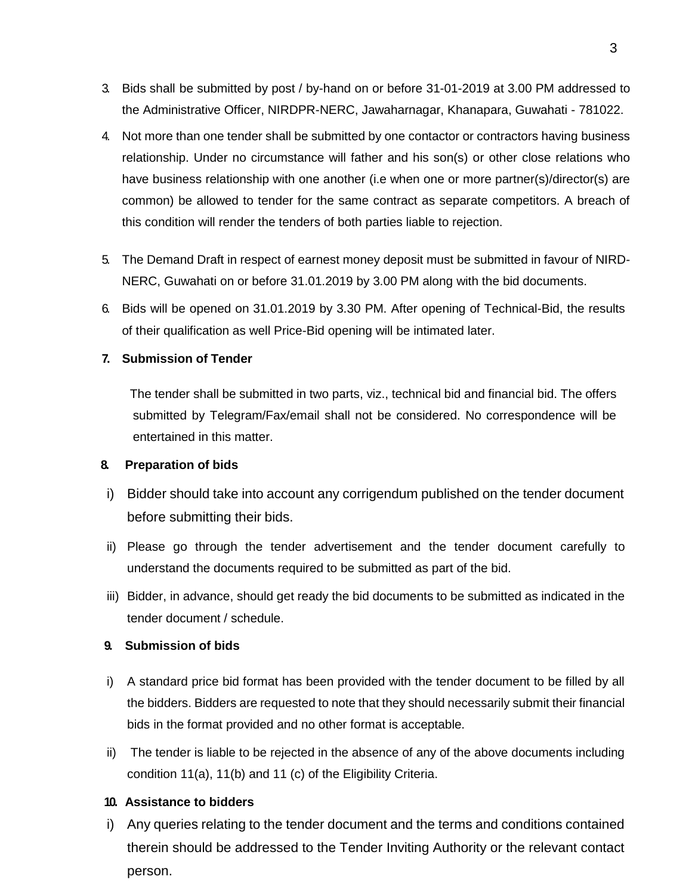3. Bids shall be submitted by post / by-hand on or before 31-01-2019 at 3.00 PM addressed to the Administrative Officer, NIRDPR-NERC, Jawaharnagar, Khanapara, Guwahati - 781022.

4. Not more than one tender shall be submitted by one contactor or contractors having business relationship. Under no circumstance will father and his son(s) or other close relations who have business relationship with one another (i.e when one or more partner(s)/director(s) are common) be allowed to tender for the same contract as separate competitors. A breach of this condition will render the tenders of both parties liable to rejection.

5. The Demand Draft in respect of earnest money deposit must be submitted in favour of NIRD-NERC, Guwahati on or before 31.01.2019 by 3.00 PM along with the bid documents.

6. Bids will be opened on 31.01.2019 by 3.30 PM. After opening of Technical-Bid, the results of their qualification as well Price-Bid opening will be intimated later.

**7. Submission of Tender**

The tender shall be submitted in two parts, viz., technical bid and financial bid. The offers submitted by Telegram/Fax/email shall not be considered. No correspondence will be entertained in this matter.

**8. Preparation of bids**

i) Bidder should take into account any corrigendum published on the tender document before submitting their bids.

ii) Please go through the tender advertisement and the tender document carefully to understand the documents required to be submitted as part of the bid.

iii) Bidder, in advance, should get ready the bid documents to be submitted as indicated in the tender document / schedule.

**9. Submission of bids**

i) A standard price bid format has been provided with the tender document to be filled by all the bidders. Bidders are requested to note that they should necessarily submit their financial bids in the format provided and no other format is acceptable.

ii) The tender is liable to be rejected in the absence of any of the above documents including condition 11(a), 11(b) and 11 (c) of the Eligibility Criteria.

**10. Assistance to bidders**

i) Any queries relating to the tender document and the terms and conditions contained therein should be addressed to the Tender Inviting Authority or the relevant contact person.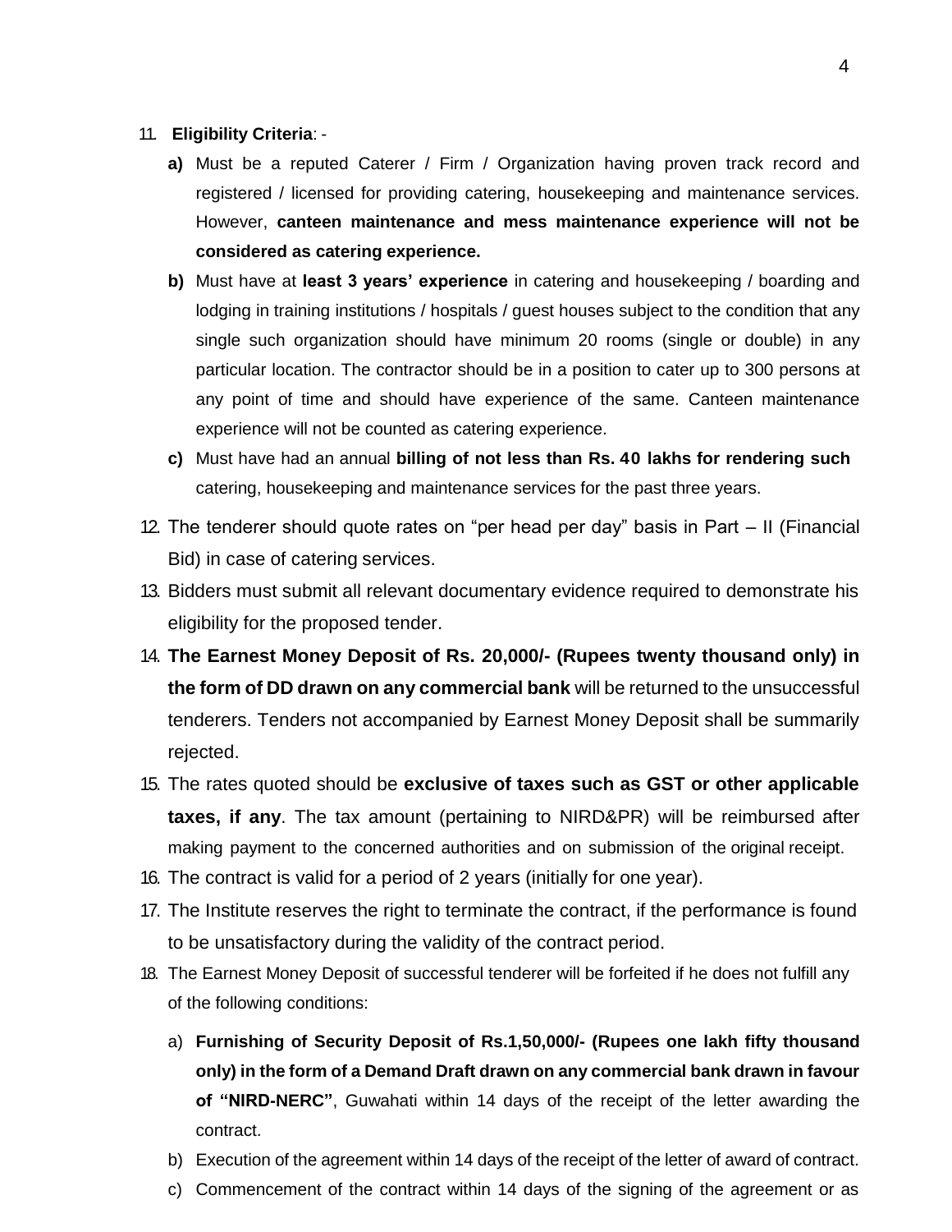11. **Eligibility Criteria**: -

    **a)** Must be a reputed Caterer / Firm / Organization having proven track record and registered / licensed for providing catering, housekeeping and maintenance services. However, **canteen maintenance and mess maintenance experience will not be considered as catering experience.**

    **b)** Must have at **least 3 years' experience** in catering and housekeeping / boarding and lodging in training institutions / hospitals / guest houses subject to the condition that any single such organization should have minimum 20 rooms (single or double) in any particular location. The contractor should be in a position to cater up to 300 persons at any point of time and should have experience of the same. Canteen maintenance experience will not be counted as catering experience.

    **c)** Must have had an annual **billing of not less than Rs. 40 lakhs for rendering such** catering, housekeeping and maintenance services for the past three years.

12. The tenderer should quote rates on "per head per day" basis in Part – II (Financial Bid) in case of catering services.
13. Bidders must submit all relevant documentary evidence required to demonstrate his eligibility for the proposed tender.
14. **The Earnest Money Deposit of Rs. 20,000/- (Rupees twenty thousand only) in the form of DD drawn on any commercial bank** will be returned to the unsuccessful tenderers. Tenders not accompanied by Earnest Money Deposit shall be summarily rejected.
15. The rates quoted should be **exclusive of taxes such as GST or other applicable taxes, if any**. The tax amount (pertaining to NIRD&PR) will be reimbursed after making payment to the concerned authorities and on submission of the original receipt.
16. The contract is valid for a period of 2 years (initially for one year).
17. The Institute reserves the right to terminate the contract, if the performance is found to be unsatisfactory during the validity of the contract period.
18. The Earnest Money Deposit of successful tenderer will be forfeited if he does not fulfill any of the following conditions:

    a) **Furnishing of Security Deposit of Rs.1,50,000/- (Rupees one lakh fifty thousand only) in the form of a Demand Draft drawn on any commercial bank drawn in favour of "NIRD-NERC"**, Guwahati within 14 days of the receipt of the letter awarding the contract.

    b) Execution of the agreement within 14 days of the receipt of the letter of award of contract.

    c) Commencement of the contract within 14 days of the signing of the agreement or as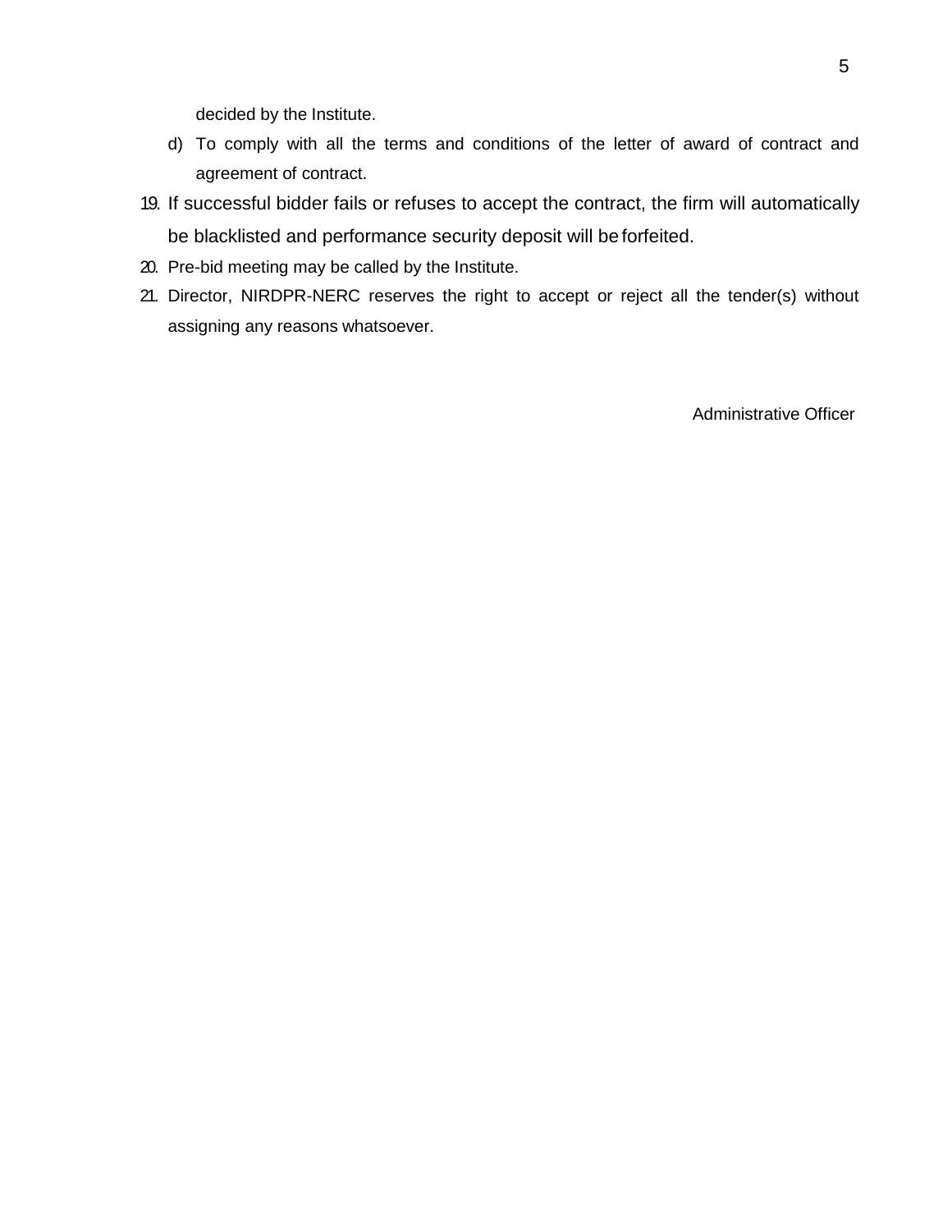decided by the Institute.

d) To comply with all the terms and conditions of the letter of award of contract and agreement of contract.

19. If successful bidder fails or refuses to accept the contract, the firm will automatically be blacklisted and performance security deposit will be forfeited.
20. Pre-bid meeting may be called by the Institute.
21. Director, NIRDPR-NERC reserves the right to accept or reject all the tender(s) without assigning any reasons whatsoever.

Administrative Officer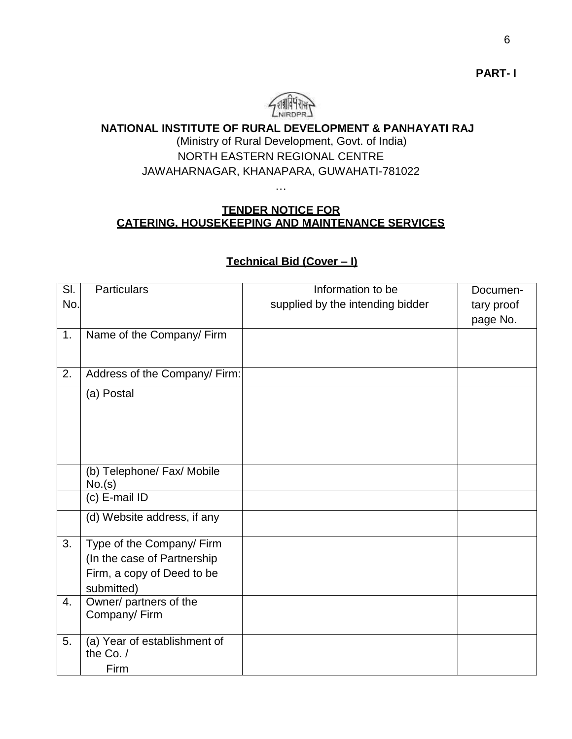**PART- I**

**NATIONAL INSTITUTE OF RURAL DEVELOPMENT & PANHAYATI RAJ**

(Ministry of Rural Development, Govt. of India)

NORTH EASTERN REGIONAL CENTRE

JAWAHARNAGAR, KHANAPARA, GUWAHATI-781022

…

**TENDER NOTICE FOR**
**CATERING, HOUSEKEEPING AND MAINTENANCE SERVICES**

**Technical Bid (Cover – I)**

| Sl. No. | Particulars | Information to be supplied by the intending bidder | Documentary proof page No. |
|---|---|---|---|
| 1. | Name of the Company/ Firm | | |
| 2. | Address of the Company/ Firm: | | |
| | (a) Postal | | |
| | (b) Telephone/ Fax/ Mobile No.(s) | | |
| | (c) E-mail ID | | |
| | (d) Website address, if any | | |
| 3. | Type of the Company/ Firm (In the case of Partnership Firm, a copy of Deed to be submitted) | | |
| 4. | Owner/ partners of the Company/ Firm | | |
| 5. | (a) Year of establishment of the Co. / Firm | | |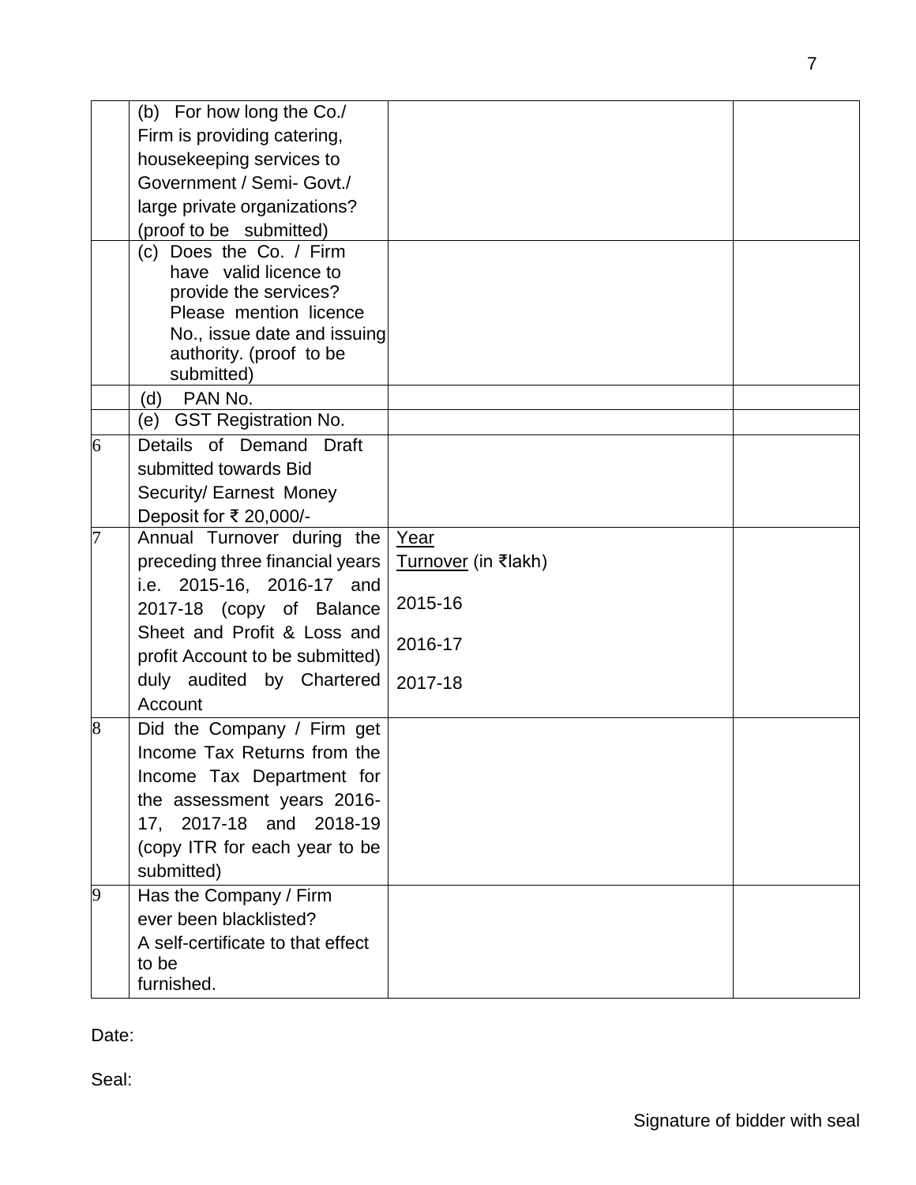| | | | |
|---|---|---|---|
| | (b) For how long the Co./ Firm is providing catering, housekeeping services to Government / Semi- Govt./ large private organizations? (proof to be submitted) | | |
| | (c) Does the Co. / Firm have valid licence to provide the services? Please mention licence No., issue date and issuing authority. (proof to be submitted) | | |
| | (d) PAN No. | | |
| | (e) GST Registration No. | | |
| 6 | Details of Demand Draft submitted towards Bid Security/ Earnest Money Deposit for ₹ 20,000/- | | |
| 7 | Annual Turnover during the preceding three financial years i.e. 2015-16, 2016-17 and 2017-18 (copy of Balance Sheet and Profit & Loss and profit Account to be submitted) duly audited by Chartered Account | <u>Year</u><br><u>Turnover</u> (in ₹lakh)<br>2015-16<br>2016-17<br>2017-18 | |
| 8 | Did the Company / Firm get Income Tax Returns from the Income Tax Department for the assessment years 2016-17, 2017-18 and 2018-19 (copy ITR for each year to be submitted) | | |
| 9 | Has the Company / Firm ever been blacklisted? A self-certificate to that effect to be furnished. | | |

Date:

Seal:

Signature of bidder with seal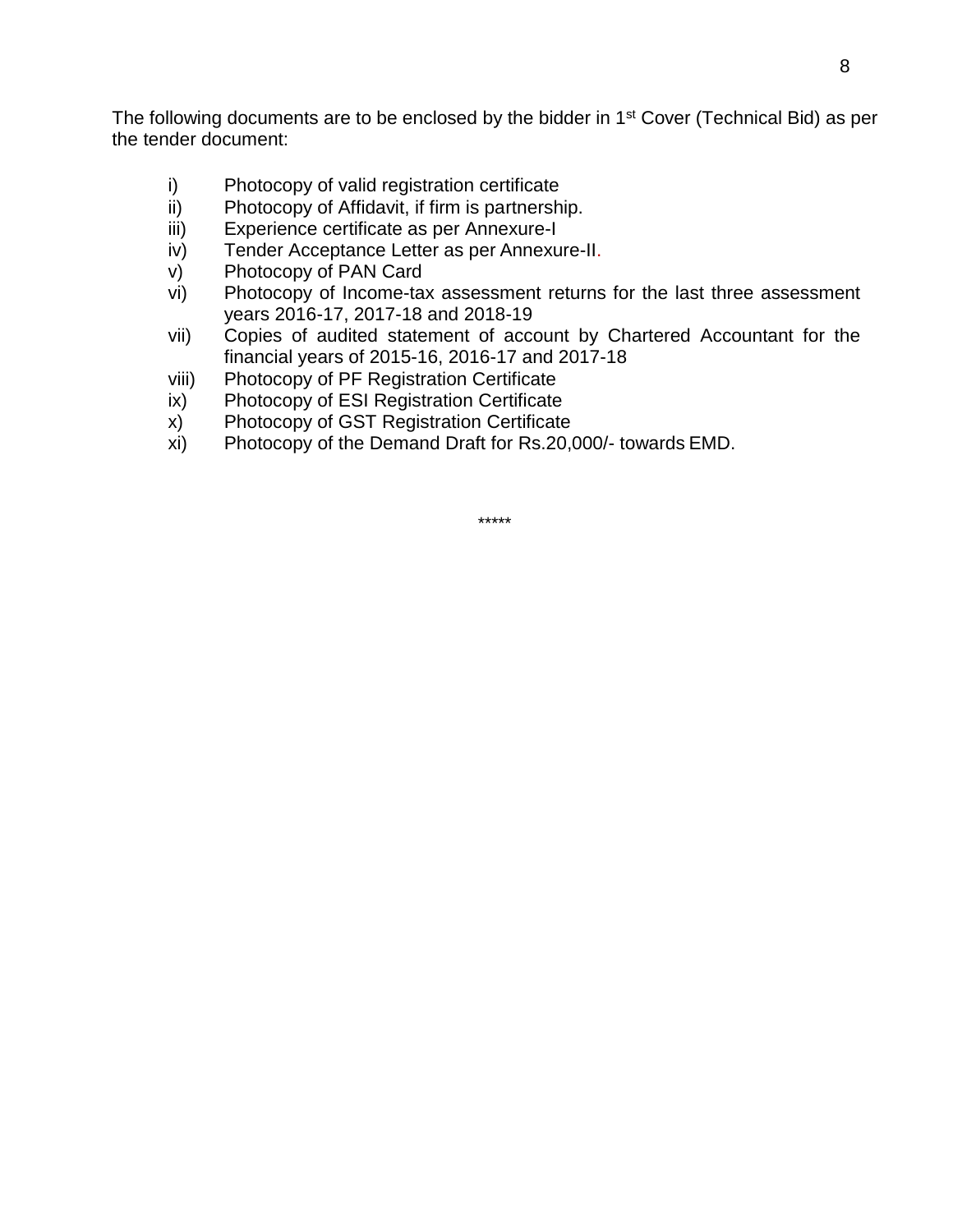The following documents are to be enclosed by the bidder in 1st Cover (Technical Bid) as per the tender document:

i) Photocopy of valid registration certificate
ii) Photocopy of Affidavit, if firm is partnership.
iii) Experience certificate as per Annexure-I
iv) Tender Acceptance Letter as per Annexure-II.
v) Photocopy of PAN Card
vi) Photocopy of Income-tax assessment returns for the last three assessment years 2016-17, 2017-18 and 2018-19
vii) Copies of audited statement of account by Chartered Accountant for the financial years of 2015-16, 2016-17 and 2017-18
viii) Photocopy of PF Registration Certificate
ix) Photocopy of ESI Registration Certificate
x) Photocopy of GST Registration Certificate
xi) Photocopy of the Demand Draft for Rs.20,000/- towards EMD.

*****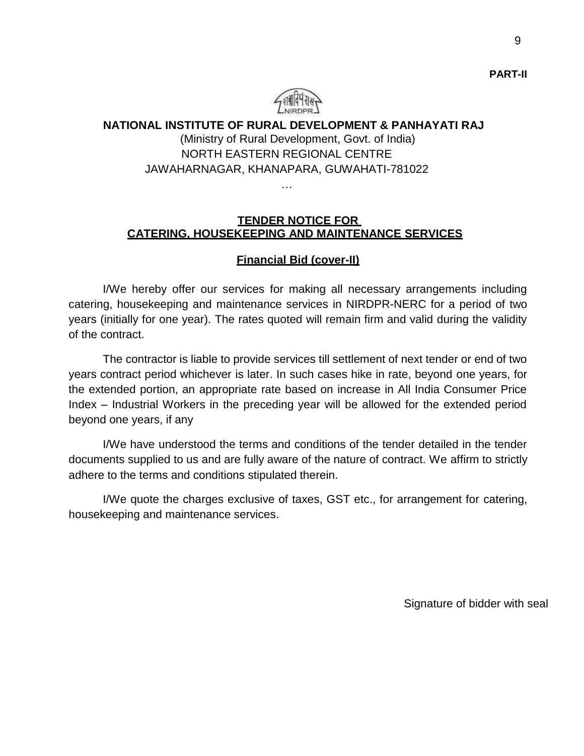**PART-II**

**NATIONAL INSTITUTE OF RURAL DEVELOPMENT & PANHAYATI RAJ**

(Ministry of Rural Development, Govt. of India)
NORTH EASTERN REGIONAL CENTRE
JAWAHARNAGAR, KHANAPARA, GUWAHATI-781022

…

**TENDER NOTICE FOR**
**CATERING, HOUSEKEEPING AND MAINTENANCE SERVICES**

**Financial Bid (cover-II)**

I/We hereby offer our services for making all necessary arrangements including catering, housekeeping and maintenance services in NIRDPR-NERC for a period of two years (initially for one year). The rates quoted will remain firm and valid during the validity of the contract.

The contractor is liable to provide services till settlement of next tender or end of two years contract period whichever is later. In such cases hike in rate, beyond one years, for the extended portion, an appropriate rate based on increase in All India Consumer Price Index – Industrial Workers in the preceding year will be allowed for the extended period beyond one years, if any

I/We have understood the terms and conditions of the tender detailed in the tender documents supplied to us and are fully aware of the nature of contract. We affirm to strictly adhere to the terms and conditions stipulated therein.

I/We quote the charges exclusive of taxes, GST etc., for arrangement for catering, housekeeping and maintenance services.

Signature of bidder with seal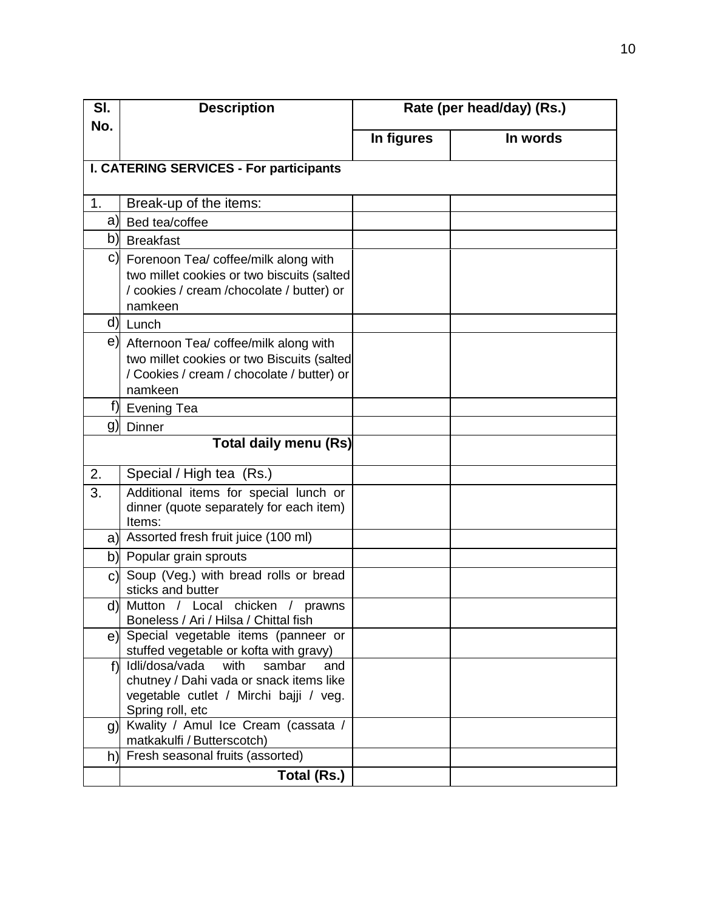| Sl. No. | Description | Rate (per head/day) (Rs.) | |
|---|---|---|---|
| | | In figures | In words |
| **I. CATERING SERVICES - For participants** | | | |
| 1. | Break-up of the items: | | |
| a) | Bed tea/coffee | | |
| b) | Breakfast | | |
| c) | Forenoon Tea/ coffee/milk along with two millet cookies or two biscuits (salted / cookies / cream /chocolate / butter) or namkeen | | |
| d) | Lunch | | |
| e) | Afternoon Tea/ coffee/milk along with two millet cookies or two Biscuits (salted / Cookies / cream / chocolate / butter) or namkeen | | |
| f) | Evening Tea | | |
| g) | Dinner | | |
| | **Total daily menu (Rs)** | | |
| 2. | Special / High tea (Rs.) | | |
| 3. | Additional items for special lunch or dinner (quote separately for each item) Items: | | |
| a) | Assorted fresh fruit juice (100 ml) | | |
| b) | Popular grain sprouts | | |
| c) | Soup (Veg.) with bread rolls or bread sticks and butter | | |
| d) | Mutton / Local chicken / prawns Boneless / Ari / Hilsa / Chittal fish | | |
| e) | Special vegetable items (panneer or stuffed vegetable or kofta with gravy) | | |
| f) | Idli/dosa/vada with sambar and chutney / Dahi vada or snack items like vegetable cutlet / Mirchi bajji / veg. Spring roll, etc | | |
| g) | Kwality / Amul Ice Cream (cassata / matkakulfi / Butterscotch) | | |
| h) | Fresh seasonal fruits (assorted) | | |
| | **Total (Rs.)** | | |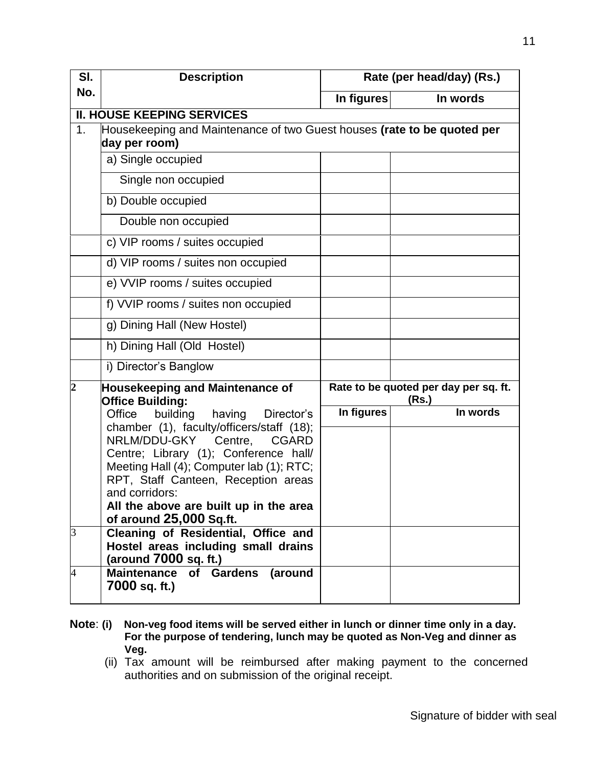| Sl. No. | Description | Rate (per head/day) (Rs.) | |
|---|---|---|---|
| | | In figures | In words |
| **II. HOUSE KEEPING SERVICES** | | | |
| 1. | Housekeeping and Maintenance of two Guest houses **(rate to be quoted per day per room)** | | |
| | a) Single occupied | | |
| | Single non occupied | | |
| | b) Double occupied | | |
| | Double non occupied | | |
| | c) VIP rooms / suites occupied | | |
| | d) VIP rooms / suites non occupied | | |
| | e) VVIP rooms / suites occupied | | |
| | f) VVIP rooms / suites non occupied | | |
| | g) Dining Hall (New Hostel) | | |
| | h) Dining Hall (Old Hostel) | | |
| | i) Director's Banglow | | |
| 2 | **Housekeeping and Maintenance of Office Building:** | **Rate to be quoted per day per sq. ft. (Rs.)** | |
| | Office building having Director's chamber (1), faculty/officers/staff (18); NRLM/DDU-GKY Centre, CGARD Centre; Library (1); Conference hall/ Meeting Hall (4); Computer lab (1); RTC; RPT, Staff Canteen, Reception areas and corridors: **All the above are built up in the area of around 25,000 Sq.ft.** | **In figures** | **In words** |
| 3 | **Cleaning of Residential, Office and Hostel areas including small drains (around 7000 sq. ft.)** | | |
| 4 | **Maintenance of Gardens (around 7000 sq. ft.)** | | |

**Note**: **(i) Non-veg food items will be served either in lunch or dinner time only in a day. For the purpose of tendering, lunch may be quoted as Non-Veg and dinner as Veg.**

(ii) Tax amount will be reimbursed after making payment to the concerned authorities and on submission of the original receipt.

Signature of bidder with seal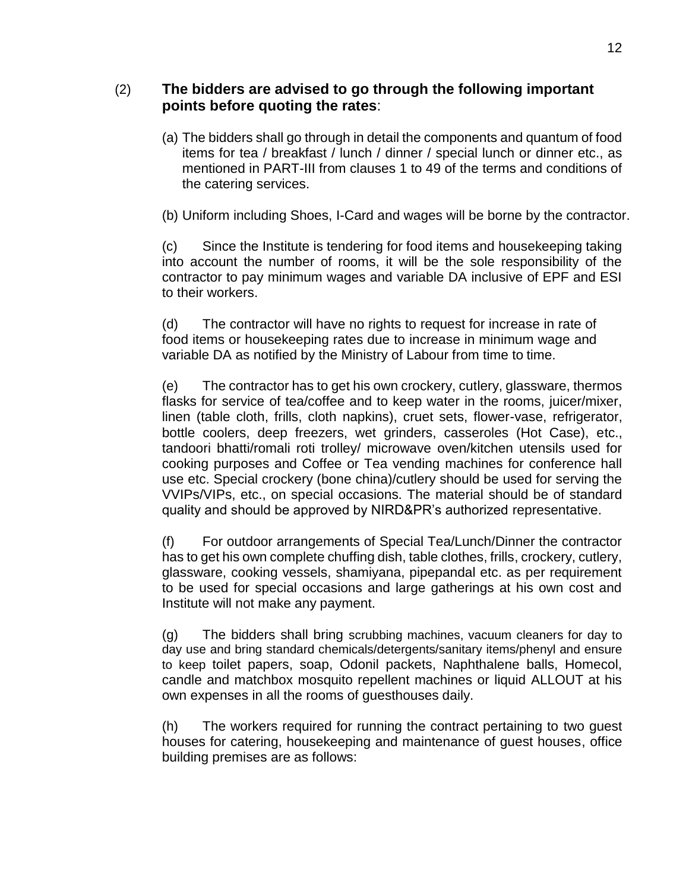(2) **The bidders are advised to go through the following important points before quoting the rates**:

(a) The bidders shall go through in detail the components and quantum of food items for tea / breakfast / lunch / dinner / special lunch or dinner etc., as mentioned in PART-III from clauses 1 to 49 of the terms and conditions of the catering services.

(b) Uniform including Shoes, I-Card and wages will be borne by the contractor.

(c) Since the Institute is tendering for food items and housekeeping taking into account the number of rooms, it will be the sole responsibility of the contractor to pay minimum wages and variable DA inclusive of EPF and ESI to their workers.

(d) The contractor will have no rights to request for increase in rate of food items or housekeeping rates due to increase in minimum wage and variable DA as notified by the Ministry of Labour from time to time.

(e) The contractor has to get his own crockery, cutlery, glassware, thermos flasks for service of tea/coffee and to keep water in the rooms, juicer/mixer, linen (table cloth, frills, cloth napkins), cruet sets, flower-vase, refrigerator, bottle coolers, deep freezers, wet grinders, casseroles (Hot Case), etc., tandoori bhatti/romali roti trolley/ microwave oven/kitchen utensils used for cooking purposes and Coffee or Tea vending machines for conference hall use etc. Special crockery (bone china)/cutlery should be used for serving the VVIPs/VIPs, etc., on special occasions. The material should be of standard quality and should be approved by NIRD&PR's authorized representative.

(f) For outdoor arrangements of Special Tea/Lunch/Dinner the contractor has to get his own complete chuffing dish, table clothes, frills, crockery, cutlery, glassware, cooking vessels, shamiyana, pipepandal etc. as per requirement to be used for special occasions and large gatherings at his own cost and Institute will not make any payment.

(g) The bidders shall bring scrubbing machines, vacuum cleaners for day to day use and bring standard chemicals/detergents/sanitary items/phenyl and ensure to keep toilet papers, soap, Odonil packets, Naphthalene balls, Homecol, candle and matchbox mosquito repellent machines or liquid ALLOUT at his own expenses in all the rooms of guesthouses daily.

(h) The workers required for running the contract pertaining to two guest houses for catering, housekeeping and maintenance of guest houses, office building premises are as follows: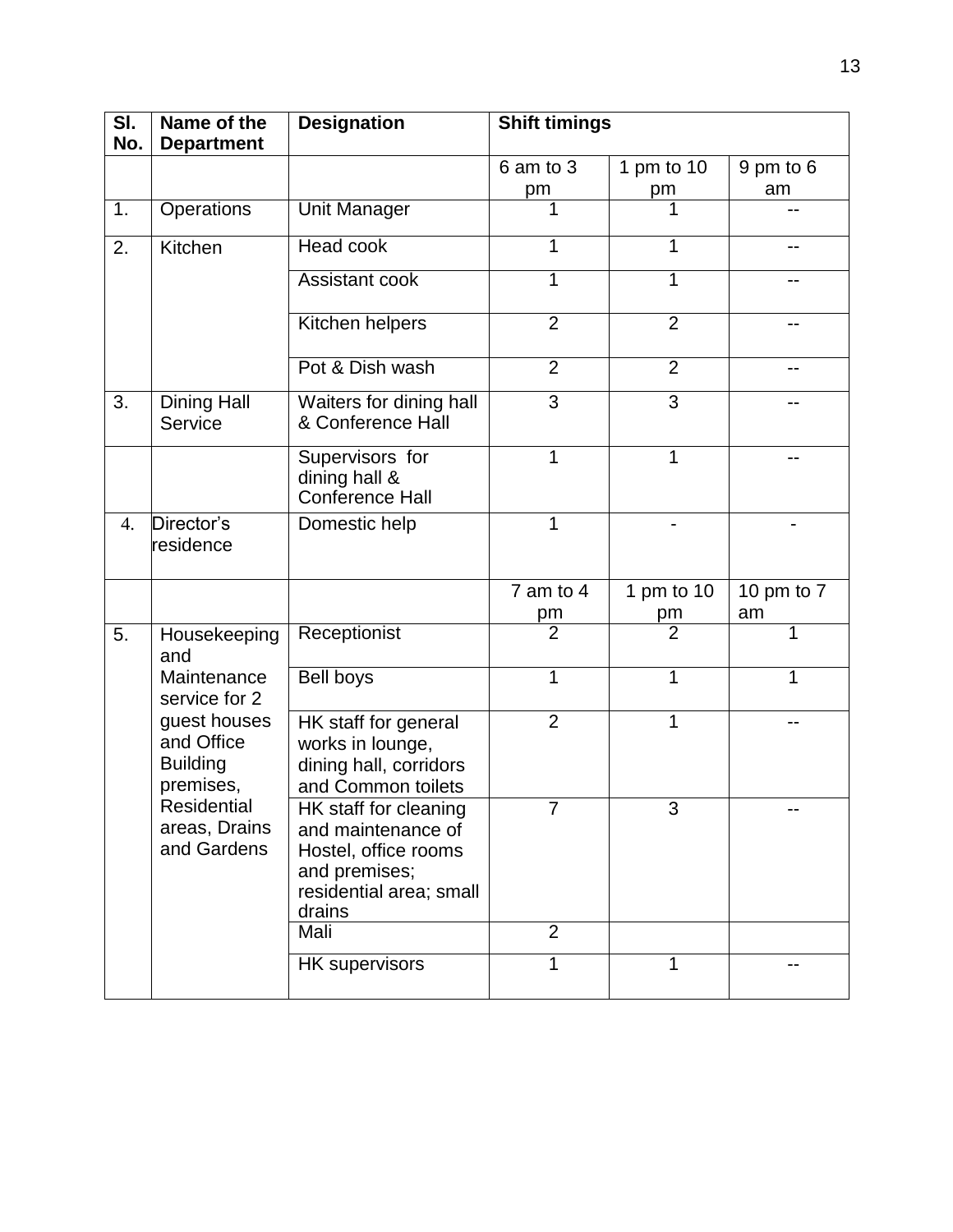| Sl. No. | Name of the Department | Designation | Shift timings | | |
|---|---|---|---|---|---|
| | | | 6 am to 3 pm | 1 pm to 10 pm | 9 pm to 6 am |
| 1. | Operations | Unit Manager | 1 | 1 | -- |
| 2. | Kitchen | Head cook | 1 | 1 | -- |
| | | Assistant cook | 1 | 1 | -- |
| | | Kitchen helpers | 2 | 2 | -- |
| | | Pot & Dish wash | 2 | 2 | -- |
| 3. | Dining Hall Service | Waiters for dining hall & Conference Hall | 3 | 3 | -- |
| | | Supervisors for dining hall & Conference Hall | 1 | 1 | -- |
| 4. | Director's residence | Domestic help | 1 | - | - |
| | | | 7 am to 4 pm | 1 pm to 10 pm | 10 pm to 7 am |
| 5. | Housekeeping and Maintenance service for 2 guest houses and Office Building premises, Residential areas, Drains and Gardens | Receptionist | 2 | 2 | 1 |
| | | Bell boys | 1 | 1 | 1 |
| | | HK staff for general works in lounge, dining hall, corridors and Common toilets | 2 | 1 | -- |
| | | HK staff for cleaning and maintenance of Hostel, office rooms and premises; residential area; small drains | 7 | 3 | -- |
| | | Mali | 2 | | |
| | | HK supervisors | 1 | 1 | -- |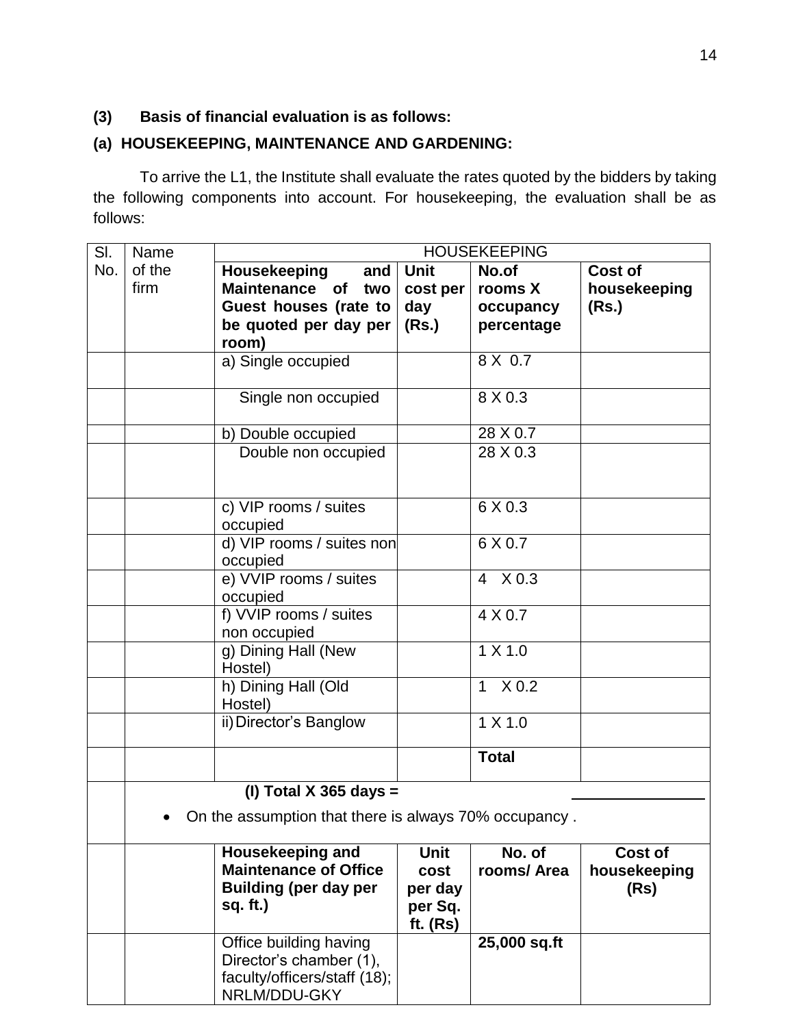**(3) Basis of financial evaluation is as follows:**

**(a) HOUSEKEEPING, MAINTENANCE AND GARDENING:**

To arrive the L1, the Institute shall evaluate the rates quoted by the bidders by taking the following components into account. For housekeeping, the evaluation shall be as follows:

| Sl. No. | Name of the firm | HOUSEKEEPING | | | |
|---|---|---|---|---|---|
| | | **Housekeeping and Maintenance of two Guest houses (rate to be quoted per day per room)** | **Unit cost per day (Rs.)** | **No.of rooms X occupancy percentage** | **Cost of housekeeping (Rs.)** |
| | | a) Single occupied | | 8 X 0.7 | |
| | | Single non occupied | | 8 X 0.3 | |
| | | b) Double occupied | | 28 X 0.7 | |
| | | Double non occupied | | 28 X 0.3 | |
| | | c) VIP rooms / suites occupied | | 6 X 0.3 | |
| | | d) VIP rooms / suites non occupied | | 6 X 0.7 | |
| | | e) VVIP rooms / suites occupied | | 4 X 0.3 | |
| | | f) VVIP rooms / suites non occupied | | 4 X 0.7 | |
| | | g) Dining Hall (New Hostel) | | 1 X 1.0 | |
| | | h) Dining Hall (Old Hostel) | | 1 X 0.2 | |
| | | ii) Director's Banglow | | 1 X 1.0 | |
| | | | | **Total** | |
| | **(I) Total X 365 days =** <br> • On the assumption that there is always 70% occupancy . | | | | |
| | | **Housekeeping and Maintenance of Office Building (per day per sq. ft.)** | **Unit cost per day per Sq. ft. (Rs)** | **No. of rooms/ Area** | **Cost of housekeeping (Rs)** |
| | | Office building having Director's chamber (1), faculty/officers/staff (18); NRLM/DDU-GKY | | **25,000 sq.ft** | |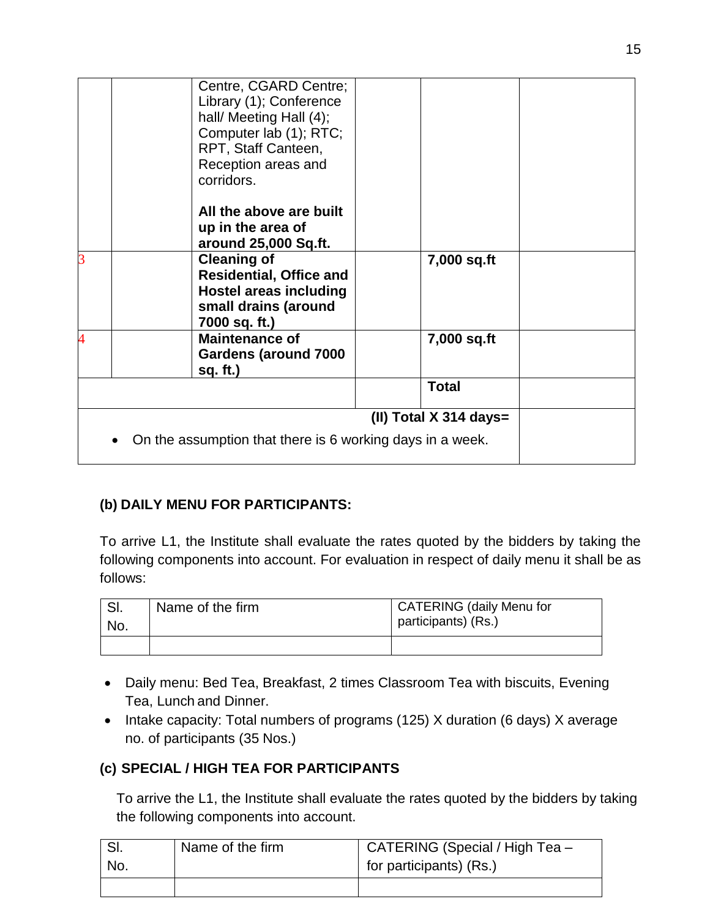|  |  | Centre, CGARD Centre; Library (1); Conference hall/ Meeting Hall (4); Computer lab (1); RTC; RPT, Staff Canteen, Reception areas and corridors.<br><br>**All the above are built up in the area of around 25,000 Sq.ft.** |  |  |  |
|---|---|---|---|---|---|
| 3 |  | **Cleaning of Residential, Office and Hostel areas including small drains (around 7000 sq. ft.)** |  | **7,000 sq.ft** |  |
| 4 |  | **Maintenance of Gardens (around 7000 sq. ft.)** |  | **7,000 sq.ft** |  |
|  |  |  |  | **Total** |  |
| **(II) Total X 314 days=**<br>• On the assumption that there is 6 working days in a week. |  |  |  |  |  |

### (b) DAILY MENU FOR PARTICIPANTS:

To arrive L1, the Institute shall evaluate the rates quoted by the bidders by taking the following components into account. For evaluation in respect of daily menu it shall be as follows:

| Sl. No. | Name of the firm | CATERING (daily Menu for participants) (Rs.) |
|---|---|---|
|  |  |  |

- Daily menu: Bed Tea, Breakfast, 2 times Classroom Tea with biscuits, Evening Tea, Lunch and Dinner.
- Intake capacity: Total numbers of programs (125) X duration (6 days) X average no. of participants (35 Nos.)

### (c) SPECIAL / HIGH TEA FOR PARTICIPANTS

To arrive the L1, the Institute shall evaluate the rates quoted by the bidders by taking the following components into account.

| Sl. No. | Name of the firm | CATERING (Special / High Tea – for participants) (Rs.) |
|---|---|---|
|  |  |  |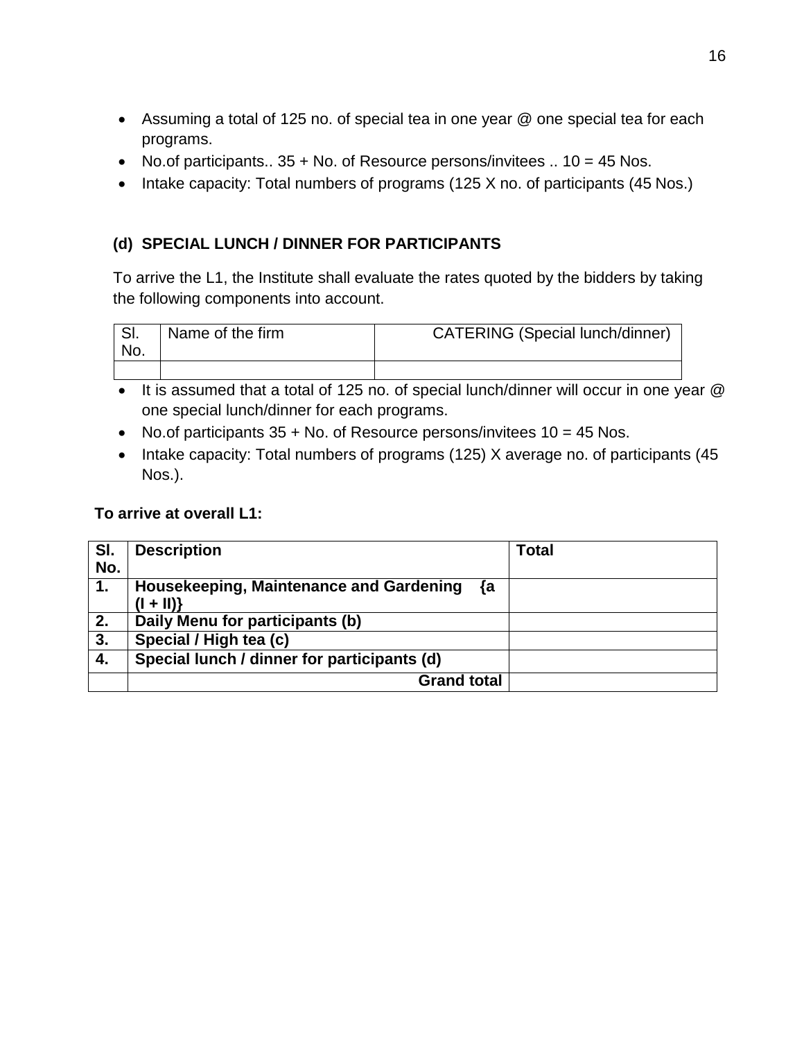- Assuming a total of 125 no. of special tea in one year @ one special tea for each programs.
- No.of participants.. 35 + No. of Resource persons/invitees .. 10 = 45 Nos.
- Intake capacity: Total numbers of programs (125 X no. of participants (45 Nos.)

### (d) SPECIAL LUNCH / DINNER FOR PARTICIPANTS

To arrive the L1, the Institute shall evaluate the rates quoted by the bidders by taking the following components into account.

| Sl. No. | Name of the firm | CATERING (Special lunch/dinner) |
|---|---|---|
| | | |

- It is assumed that a total of 125 no. of special lunch/dinner will occur in one year @ one special lunch/dinner for each programs.
- No.of participants 35 + No. of Resource persons/invitees 10 = 45 Nos.
- Intake capacity: Total numbers of programs (125) X average no. of participants (45 Nos.).

**To arrive at overall L1:**

| Sl. No. | Description | Total |
|---|---|---|
| **1.** | **Housekeeping, Maintenance and Gardening {a (I + II)}** | |
| **2.** | **Daily Menu for participants (b)** | |
| **3.** | **Special / High tea (c)** | |
| **4.** | **Special lunch / dinner for participants (d)** | |
| | **Grand total** | |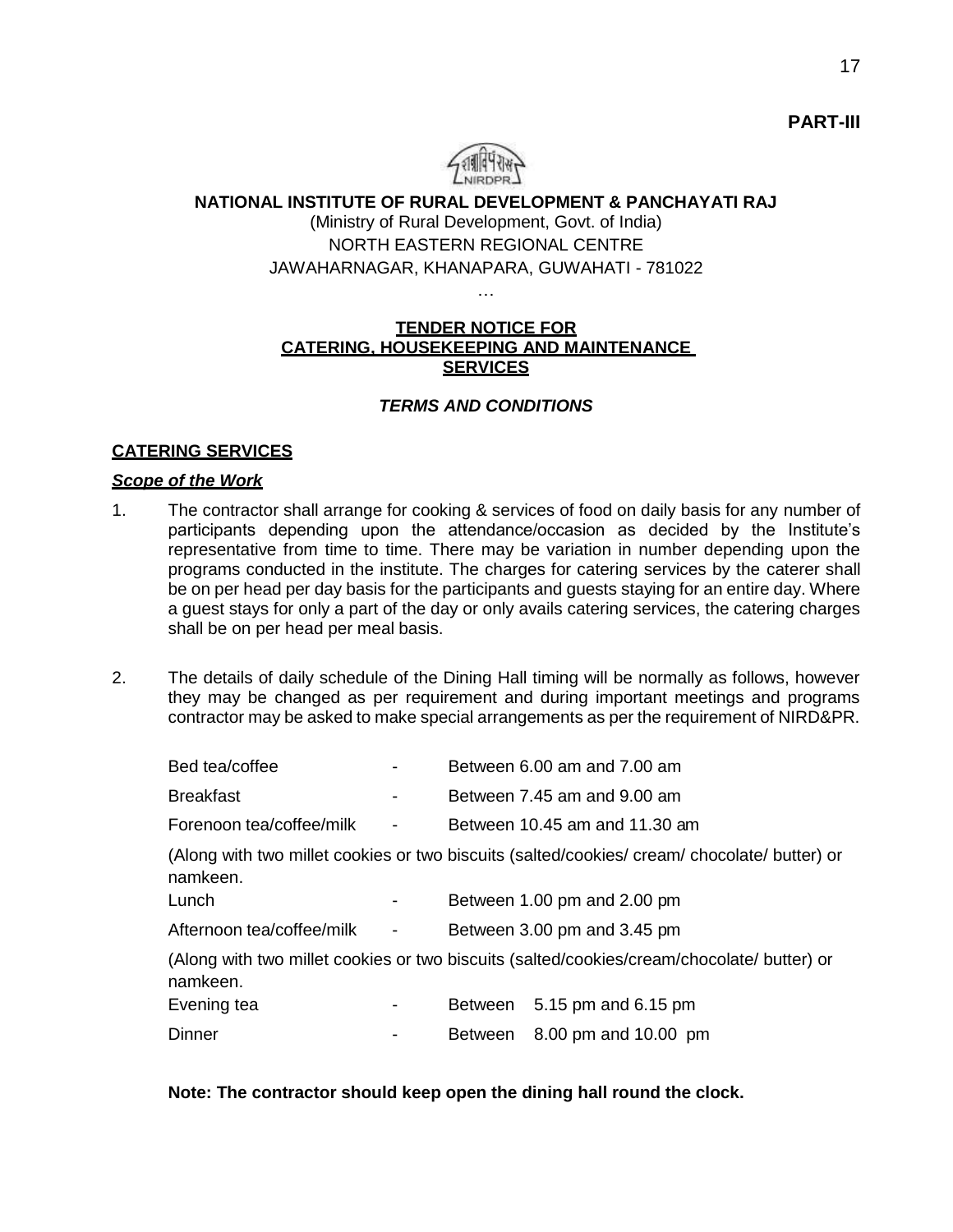**PART-III**

**NATIONAL INSTITUTE OF RURAL DEVELOPMENT & PANCHAYATI RAJ**

(Ministry of Rural Development, Govt. of India)

NORTH EASTERN REGIONAL CENTRE

JAWAHARNAGAR, KHANAPARA, GUWAHATI - 781022

…

**TENDER NOTICE FOR CATERING, HOUSEKEEPING AND MAINTENANCE SERVICES**

***TERMS AND CONDITIONS***

## CATERING SERVICES

***Scope of the Work***

1. The contractor shall arrange for cooking & services of food on daily basis for any number of participants depending upon the attendance/occasion as decided by the Institute's representative from time to time. There may be variation in number depending upon the programs conducted in the institute. The charges for catering services by the caterer shall be on per head per day basis for the participants and guests staying for an entire day. Where a guest stays for only a part of the day or only avails catering services, the catering charges shall be on per head per meal basis.

2. The details of daily schedule of the Dining Hall timing will be normally as follows, however they may be changed as per requirement and during important meetings and programs contractor may be asked to make special arrangements as per the requirement of NIRD&PR.

| | | |
|---|---|---|
| Bed tea/coffee | - | Between 6.00 am and 7.00 am |
| Breakfast | - | Between 7.45 am and 9.00 am |
| Forenoon tea/coffee/milk | - | Between 10.45 am and 11.30 am |

(Along with two millet cookies or two biscuits (salted/cookies/ cream/ chocolate/ butter) or namkeen.

| | | |
|---|---|---|
| Lunch | - | Between 1.00 pm and 2.00 pm |
| Afternoon tea/coffee/milk | - | Between 3.00 pm and 3.45 pm |

(Along with two millet cookies or two biscuits (salted/cookies/cream/chocolate/ butter) or namkeen.

| | | |
|---|---|---|
| Evening tea | - | Between 5.15 pm and 6.15 pm |
| Dinner | - | Between 8.00 pm and 10.00 pm |

**Note: The contractor should keep open the dining hall round the clock.**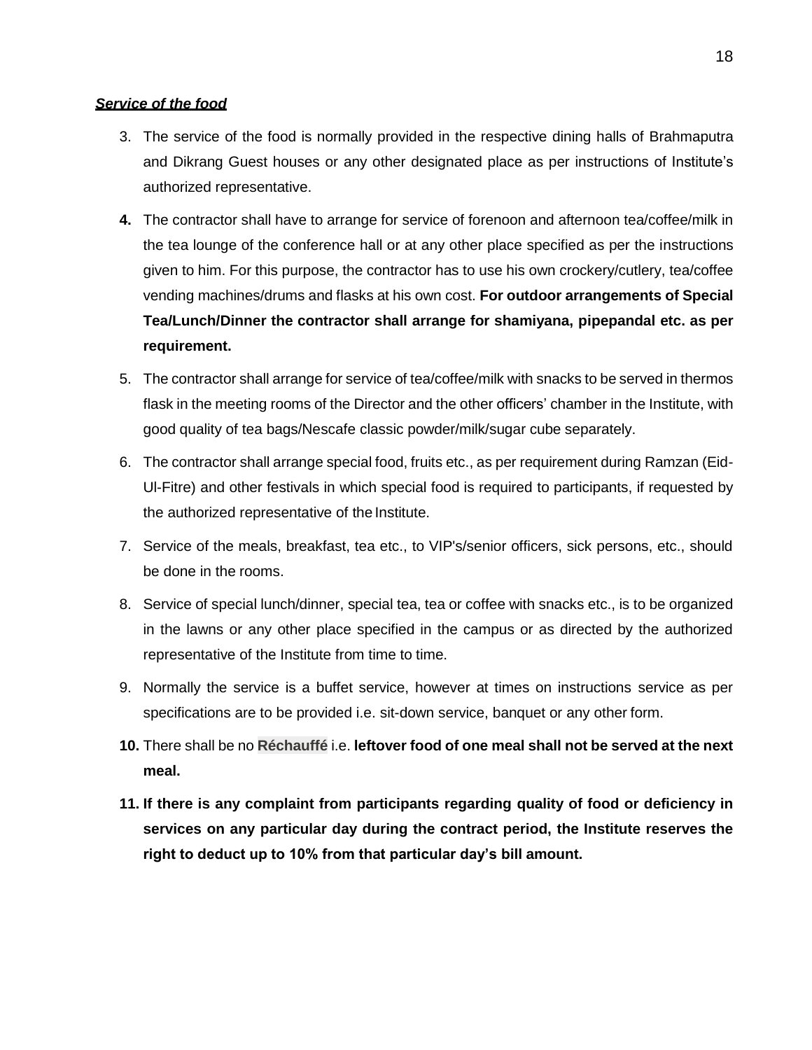***Service of the food***

3. The service of the food is normally provided in the respective dining halls of Brahmaputra and Dikrang Guest houses or any other designated place as per instructions of Institute's authorized representative.

4. The contractor shall have to arrange for service of forenoon and afternoon tea/coffee/milk in the tea lounge of the conference hall or at any other place specified as per the instructions given to him. For this purpose, the contractor has to use his own crockery/cutlery, tea/coffee vending machines/drums and flasks at his own cost. **For outdoor arrangements of Special Tea/Lunch/Dinner the contractor shall arrange for shamiyana, pipepandal etc. as per requirement.**

5. The contractor shall arrange for service of tea/coffee/milk with snacks to be served in thermos flask in the meeting rooms of the Director and the other officers' chamber in the Institute, with good quality of tea bags/Nescafe classic powder/milk/sugar cube separately.

6. The contractor shall arrange special food, fruits etc., as per requirement during Ramzan (Eid-Ul-Fitre) and other festivals in which special food is required to participants, if requested by the authorized representative of the Institute.

7. Service of the meals, breakfast, tea etc., to VIP's/senior officers, sick persons, etc., should be done in the rooms.

8. Service of special lunch/dinner, special tea, tea or coffee with snacks etc., is to be organized in the lawns or any other place specified in the campus or as directed by the authorized representative of the Institute from time to time.

9. Normally the service is a buffet service, however at times on instructions service as per specifications are to be provided i.e. sit-down service, banquet or any other form.

10. There shall be no **Réchauffé** i.e. **leftover food of one meal shall not be served at the next meal.**

11. **If there is any complaint from participants regarding quality of food or deficiency in services on any particular day during the contract period, the Institute reserves the right to deduct up to 10% from that particular day's bill amount.**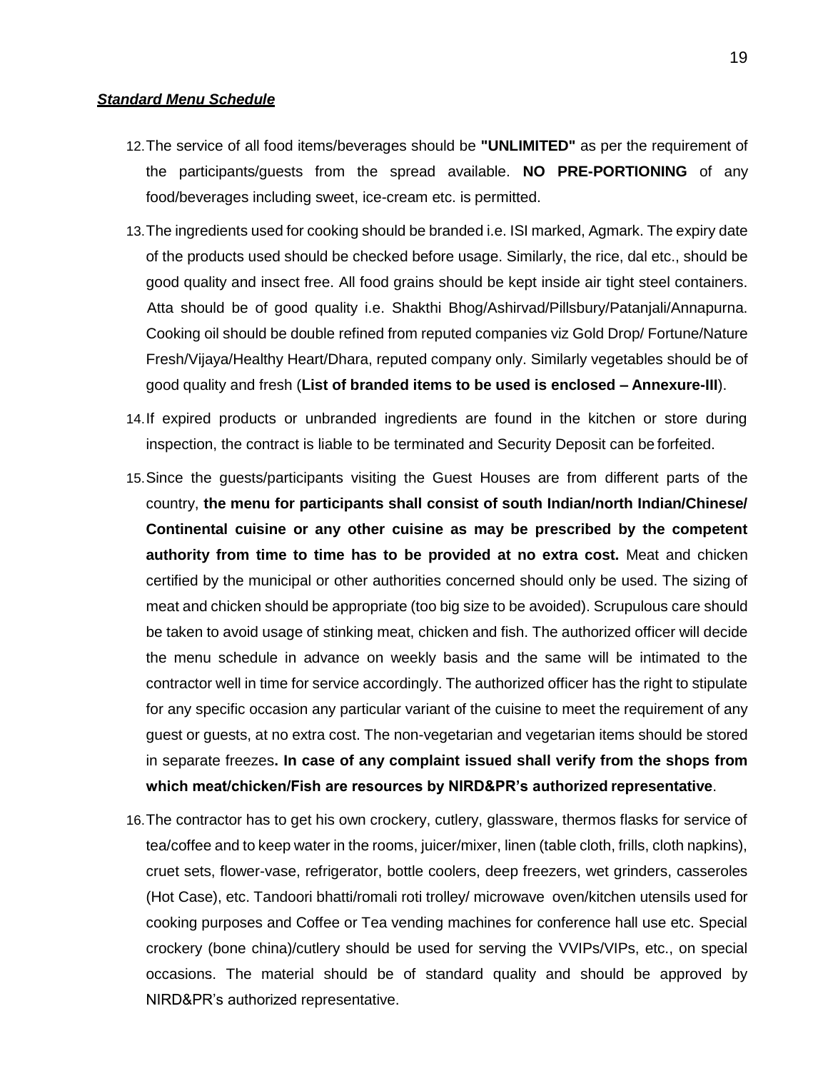***Standard Menu Schedule***

12. The service of all food items/beverages should be **"UNLIMITED"** as per the requirement of the participants/guests from the spread available. **NO PRE-PORTIONING** of any food/beverages including sweet, ice-cream etc. is permitted.

13. The ingredients used for cooking should be branded i.e. ISI marked, Agmark. The expiry date of the products used should be checked before usage. Similarly, the rice, dal etc., should be good quality and insect free. All food grains should be kept inside air tight steel containers. Atta should be of good quality i.e. Shakthi Bhog/Ashirvad/Pillsbury/Patanjali/Annapurna. Cooking oil should be double refined from reputed companies viz Gold Drop/ Fortune/Nature Fresh/Vijaya/Healthy Heart/Dhara, reputed company only. Similarly vegetables should be of good quality and fresh (**List of branded items to be used is enclosed – Annexure-III**).

14. If expired products or unbranded ingredients are found in the kitchen or store during inspection, the contract is liable to be terminated and Security Deposit can be forfeited.

15. Since the guests/participants visiting the Guest Houses are from different parts of the country, **the menu for participants shall consist of south Indian/north Indian/Chinese/ Continental cuisine or any other cuisine as may be prescribed by the competent authority from time to time has to be provided at no extra cost.** Meat and chicken certified by the municipal or other authorities concerned should only be used. The sizing of meat and chicken should be appropriate (too big size to be avoided). Scrupulous care should be taken to avoid usage of stinking meat, chicken and fish. The authorized officer will decide the menu schedule in advance on weekly basis and the same will be intimated to the contractor well in time for service accordingly. The authorized officer has the right to stipulate for any specific occasion any particular variant of the cuisine to meet the requirement of any guest or guests, at no extra cost. The non-vegetarian and vegetarian items should be stored in separate freezes**. In case of any complaint issued shall verify from the shops from which meat/chicken/Fish are resources by NIRD&PR's authorized representative**.

16. The contractor has to get his own crockery, cutlery, glassware, thermos flasks for service of tea/coffee and to keep water in the rooms, juicer/mixer, linen (table cloth, frills, cloth napkins), cruet sets, flower-vase, refrigerator, bottle coolers, deep freezers, wet grinders, casseroles (Hot Case), etc. Tandoori bhatti/romali roti trolley/ microwave oven/kitchen utensils used for cooking purposes and Coffee or Tea vending machines for conference hall use etc. Special crockery (bone china)/cutlery should be used for serving the VVIPs/VIPs, etc., on special occasions. The material should be of standard quality and should be approved by NIRD&PR's authorized representative.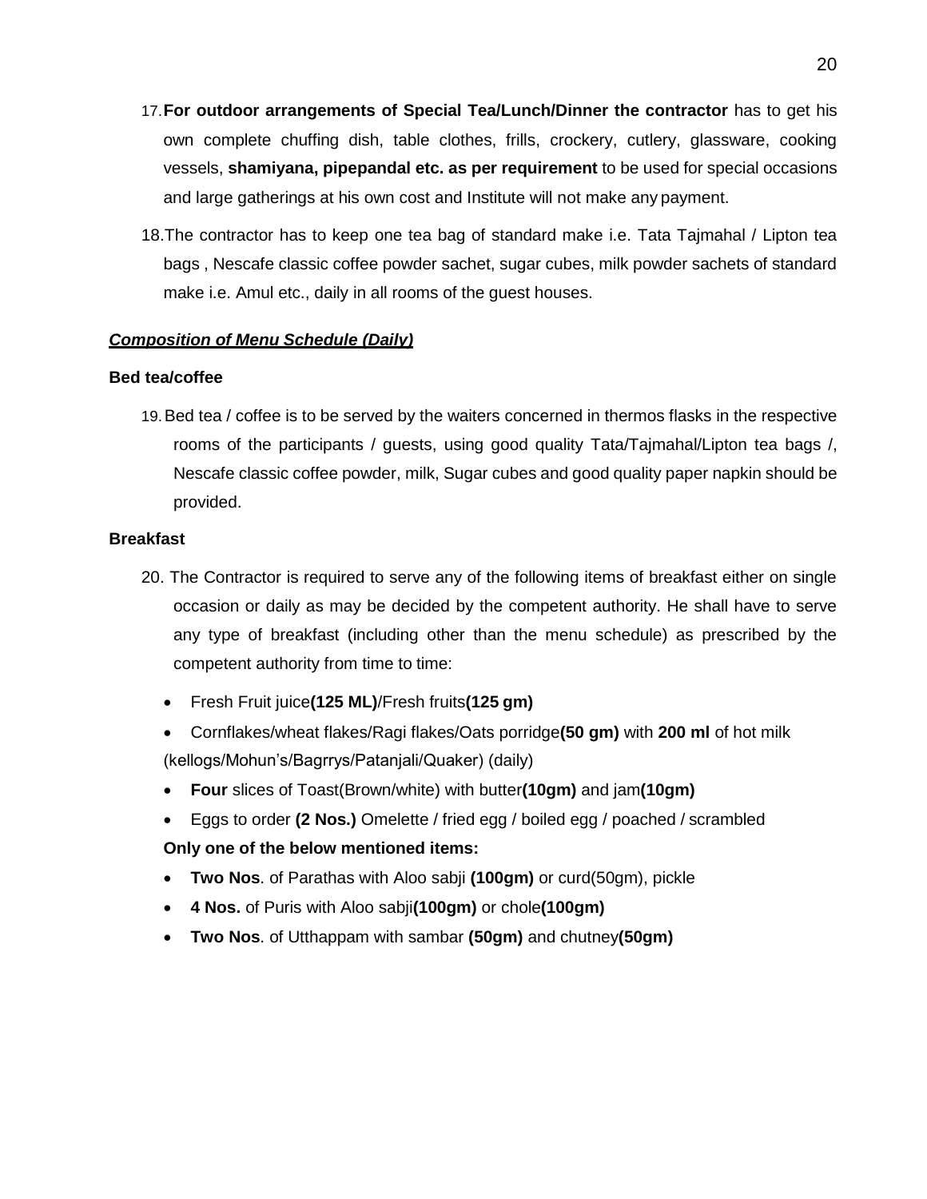17. **For outdoor arrangements of Special Tea/Lunch/Dinner the contractor** has to get his own complete chuffing dish, table clothes, frills, crockery, cutlery, glassware, cooking vessels, **shamiyana, pipepandal etc. as per requirement** to be used for special occasions and large gatherings at his own cost and Institute will not make any payment.

18. The contractor has to keep one tea bag of standard make i.e. Tata Tajmahal / Lipton tea bags , Nescafe classic coffee powder sachet, sugar cubes, milk powder sachets of standard make i.e. Amul etc., daily in all rooms of the guest houses.

***Composition of Menu Schedule (Daily)***

**Bed tea/coffee**

19. Bed tea / coffee is to be served by the waiters concerned in thermos flasks in the respective rooms of the participants / guests, using good quality Tata/Tajmahal/Lipton tea bags /, Nescafe classic coffee powder, milk, Sugar cubes and good quality paper napkin should be provided.

**Breakfast**

20. The Contractor is required to serve any of the following items of breakfast either on single occasion or daily as may be decided by the competent authority. He shall have to serve any type of breakfast (including other than the menu schedule) as prescribed by the competent authority from time to time:

- Fresh Fruit juice**(125 ML)**/Fresh fruits**(125 gm)**
- Cornflakes/wheat flakes/Ragi flakes/Oats porridge**(50 gm)** with **200 ml** of hot milk (kellogs/Mohun's/Bagrrys/Patanjali/Quaker) (daily)
- **Four** slices of Toast(Brown/white) with butter**(10gm)** and jam**(10gm)**
- Eggs to order **(2 Nos.)** Omelette / fried egg / boiled egg / poached / scrambled

**Only one of the below mentioned items:**

- **Two Nos**. of Parathas with Aloo sabji **(100gm)** or curd(50gm), pickle
- **4 Nos.** of Puris with Aloo sabji**(100gm)** or chole**(100gm)**
- **Two Nos**. of Utthappam with sambar **(50gm)** and chutney**(50gm)**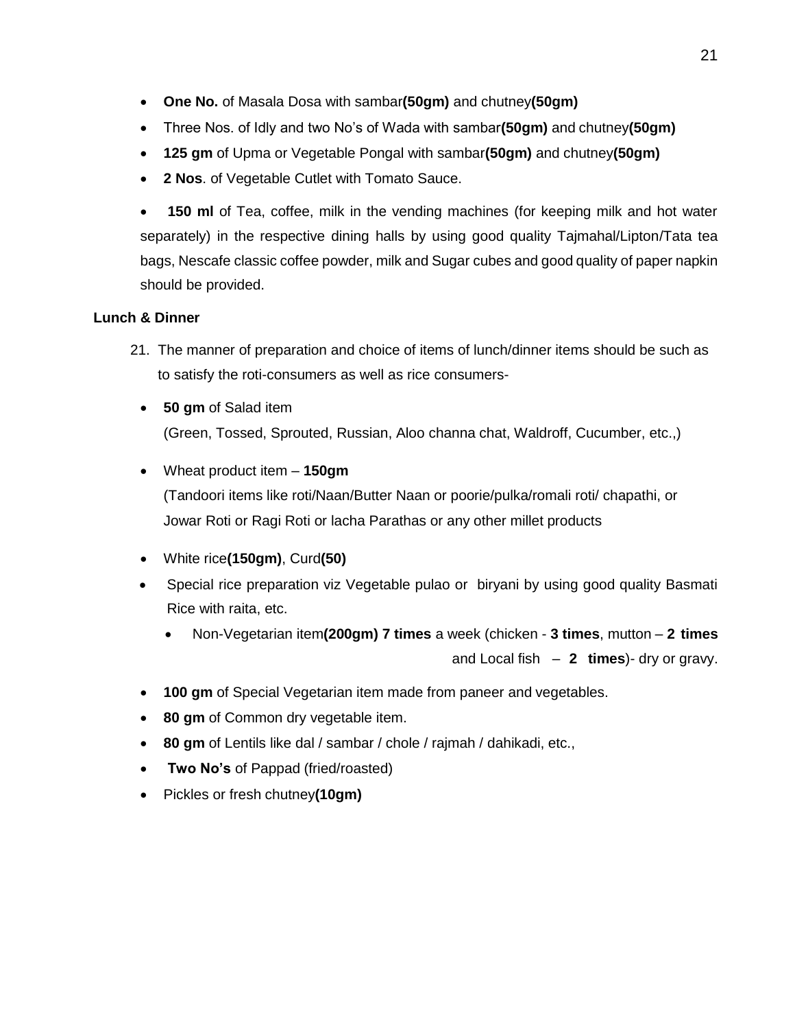- **One No.** of Masala Dosa with sambar**(50gm)** and chutney**(50gm)**
- Three Nos. of Idly and two No's of Wada with sambar**(50gm)** and chutney**(50gm)**
- **125 gm** of Upma or Vegetable Pongal with sambar**(50gm)** and chutney**(50gm)**
- **2 Nos**. of Vegetable Cutlet with Tomato Sauce.
- **150 ml** of Tea, coffee, milk in the vending machines (for keeping milk and hot water separately) in the respective dining halls by using good quality Tajmahal/Lipton/Tata tea bags, Nescafe classic coffee powder, milk and Sugar cubes and good quality of paper napkin should be provided.

**Lunch & Dinner**

21. The manner of preparation and choice of items of lunch/dinner items should be such as to satisfy the roti-consumers as well as rice consumers-

- **50 gm** of Salad item
  (Green, Tossed, Sprouted, Russian, Aloo channa chat, Waldroff, Cucumber, etc.,)
- Wheat product item – **150gm**
  (Tandoori items like roti/Naan/Butter Naan or poorie/pulka/romali roti/ chapathi, or Jowar Roti or Ragi Roti or lacha Parathas or any other millet products
- White rice**(150gm)**, Curd**(50)**
- Special rice preparation viz Vegetable pulao or biryani by using good quality Basmati Rice with raita, etc.
  - Non-Vegetarian item**(200gm) 7 times** a week (chicken - **3 times**, mutton – **2 times** and Local fish – **2 times**)- dry or gravy.
- **100 gm** of Special Vegetarian item made from paneer and vegetables.
- **80 gm** of Common dry vegetable item.
- **80 gm** of Lentils like dal / sambar / chole / rajmah / dahikadi, etc.,
- **Two No's** of Pappad (fried/roasted)
- Pickles or fresh chutney**(10gm)**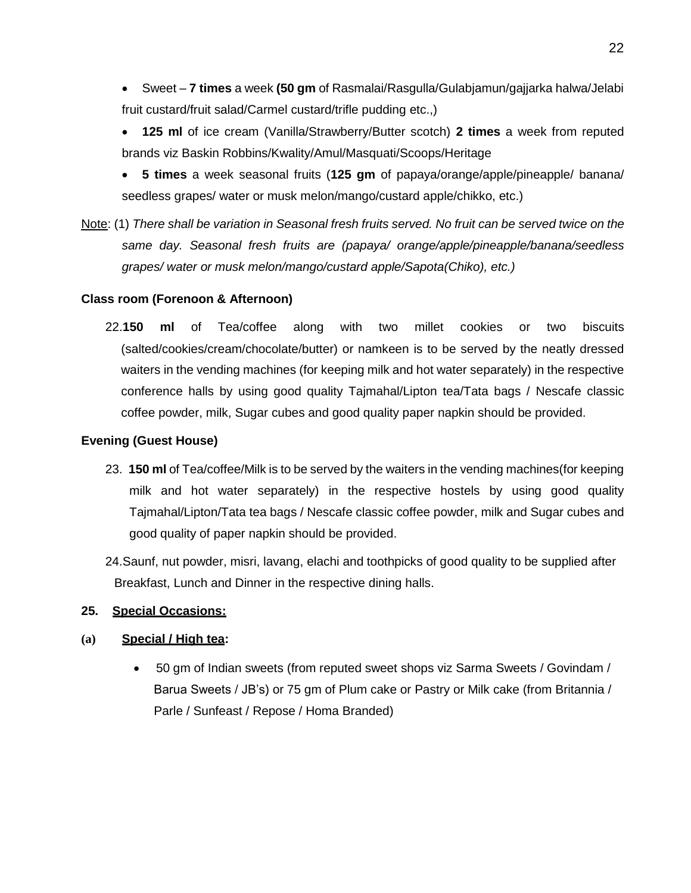- Sweet – **7 times** a week **(50 gm** of Rasmalai/Rasgulla/Gulabjamun/gajjarka halwa/Jelabi fruit custard/fruit salad/Carmel custard/trifle pudding etc.,)
- **125 ml** of ice cream (Vanilla/Strawberry/Butter scotch) **2 times** a week from reputed brands viz Baskin Robbins/Kwality/Amul/Masquati/Scoops/Heritage
- **5 times** a week seasonal fruits (**125 gm** of papaya/orange/apple/pineapple/ banana/ seedless grapes/ water or musk melon/mango/custard apple/chikko, etc.)

Note: (1) *There shall be variation in Seasonal fresh fruits served. No fruit can be served twice on the same day. Seasonal fresh fruits are (papaya/ orange/apple/pineapple/banana/seedless grapes/ water or musk melon/mango/custard apple/Sapota(Chiko), etc.)*

**Class room (Forenoon & Afternoon)**

22.**150 ml** of Tea/coffee along with two millet cookies or two biscuits (salted/cookies/cream/chocolate/butter) or namkeen is to be served by the neatly dressed waiters in the vending machines (for keeping milk and hot water separately) in the respective conference halls by using good quality Tajmahal/Lipton tea/Tata bags / Nescafe classic coffee powder, milk, Sugar cubes and good quality paper napkin should be provided.

**Evening (Guest House)**

23. **150 ml** of Tea/coffee/Milk is to be served by the waiters in the vending machines(for keeping milk and hot water separately) in the respective hostels by using good quality Tajmahal/Lipton/Tata tea bags / Nescafe classic coffee powder, milk and Sugar cubes and good quality of paper napkin should be provided.

24.Saunf, nut powder, misri, lavang, elachi and toothpicks of good quality to be supplied after Breakfast, Lunch and Dinner in the respective dining halls.

**25. Special Occasions:**

**(a) Special / High tea:**

- 50 gm of Indian sweets (from reputed sweet shops viz Sarma Sweets / Govindam / Barua Sweets / JB's) or 75 gm of Plum cake or Pastry or Milk cake (from Britannia / Parle / Sunfeast / Repose / Homa Branded)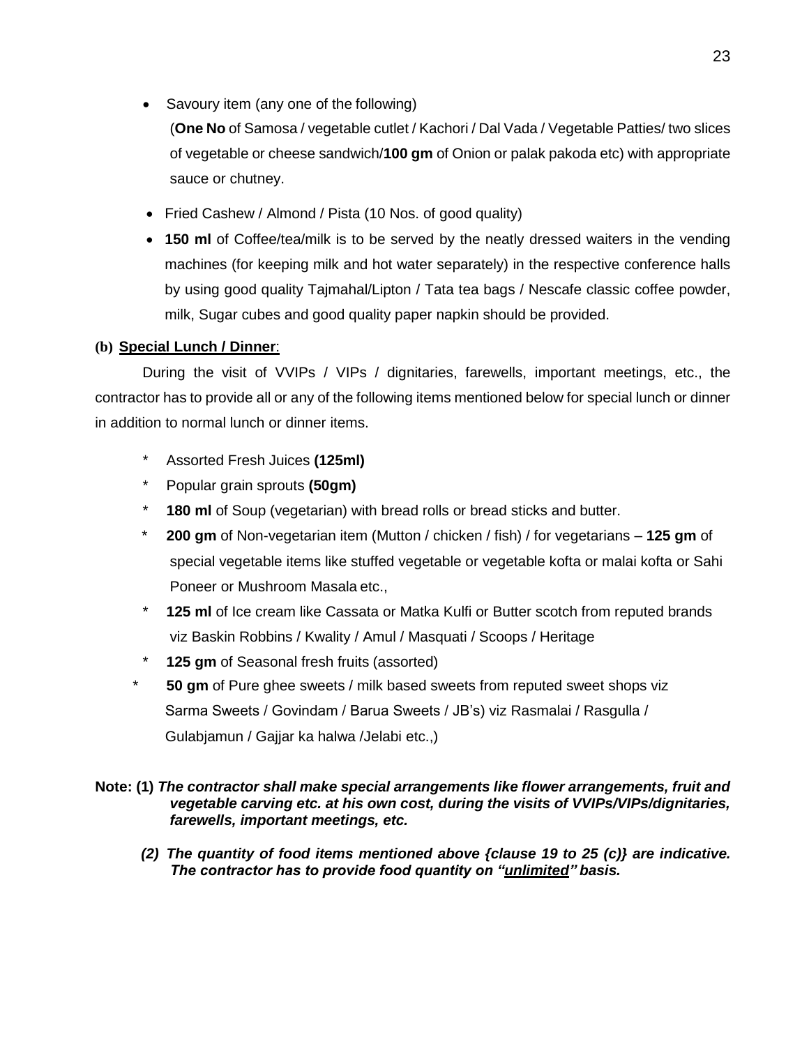- Savoury item (any one of the following)
  (**One No** of Samosa / vegetable cutlet / Kachori / Dal Vada / Vegetable Patties/ two slices of vegetable or cheese sandwich/**100 gm** of Onion or palak pakoda etc) with appropriate sauce or chutney.
- Fried Cashew / Almond / Pista (10 Nos. of good quality)
- **150 ml** of Coffee/tea/milk is to be served by the neatly dressed waiters in the vending machines (for keeping milk and hot water separately) in the respective conference halls by using good quality Tajmahal/Lipton / Tata tea bags / Nescafe classic coffee powder, milk, Sugar cubes and good quality paper napkin should be provided.

**(b) Special Lunch / Dinner**:

During the visit of VVIPs / VIPs / dignitaries, farewells, important meetings, etc., the contractor has to provide all or any of the following items mentioned below for special lunch or dinner in addition to normal lunch or dinner items.

- Assorted Fresh Juices **(125ml)**
- Popular grain sprouts **(50gm)**
- **180 ml** of Soup (vegetarian) with bread rolls or bread sticks and butter.
- **200 gm** of Non-vegetarian item (Mutton / chicken / fish) / for vegetarians – **125 gm** of special vegetable items like stuffed vegetable or vegetable kofta or malai kofta or Sahi Poneer or Mushroom Masala etc.,
- **125 ml** of Ice cream like Cassata or Matka Kulfi or Butter scotch from reputed brands viz Baskin Robbins / Kwality / Amul / Masquati / Scoops / Heritage
- **125 gm** of Seasonal fresh fruits (assorted)
- **50 gm** of Pure ghee sweets / milk based sweets from reputed sweet shops viz Sarma Sweets / Govindam / Barua Sweets / JB's) viz Rasmalai / Rasgulla / Gulabjamun / Gajjar ka halwa /Jelabi etc.,)

**Note: (1)** ***The contractor shall make special arrangements like flower arrangements, fruit and vegetable carving etc. at his own cost, during the visits of VVIPs/VIPs/dignitaries, farewells, important meetings, etc.***

***(2) The quantity of food items mentioned above {clause 19 to 25 (c)} are indicative. The contractor has to provide food quantity on "unlimited" basis.***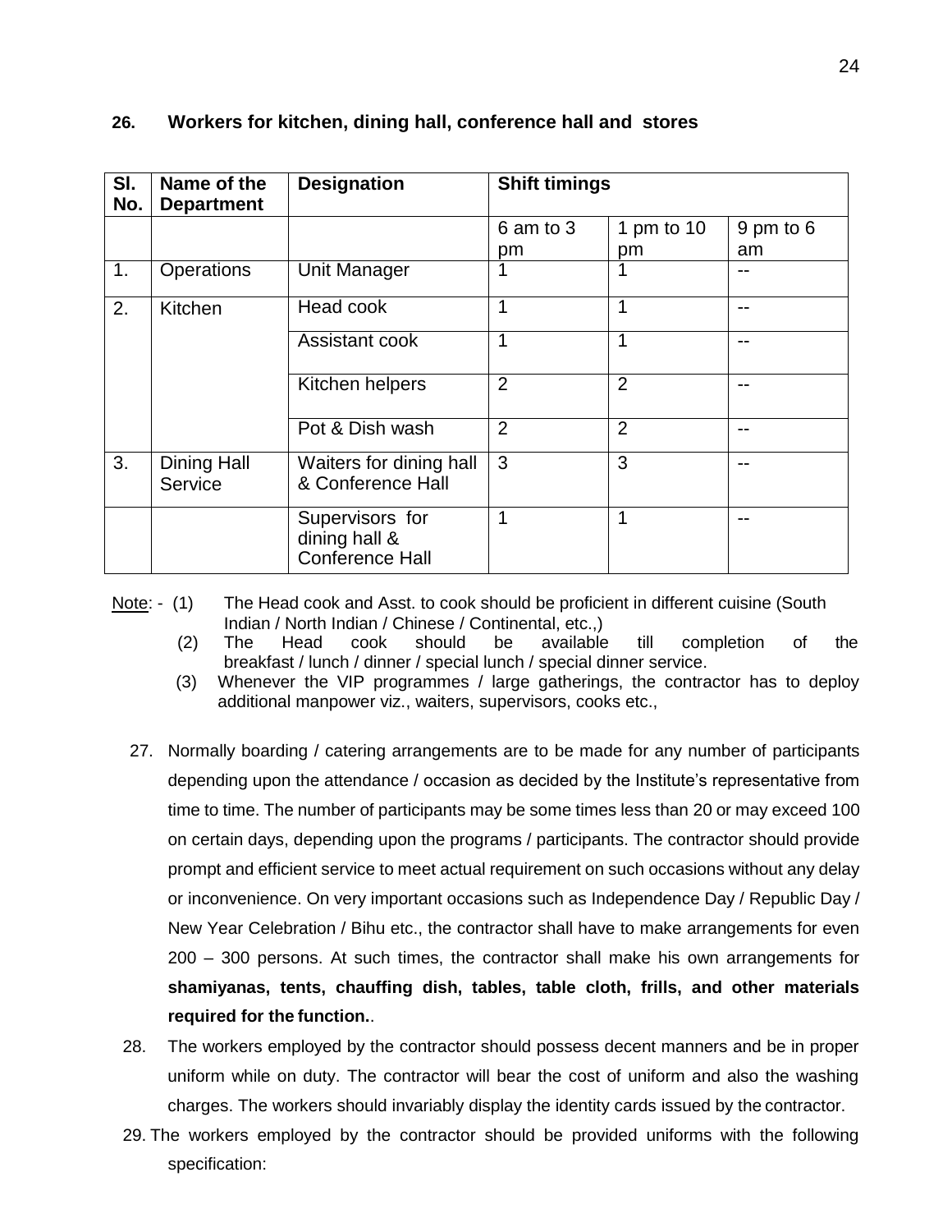## 26. Workers for kitchen, dining hall, conference hall and stores

| Sl. No. | Name of the Department | Designation | Shift timings | | |
|---|---|---|---|---|---|
| | | | 6 am to 3 pm | 1 pm to 10 pm | 9 pm to 6 am |
| 1. | Operations | Unit Manager | 1 | 1 | -- |
| 2. | Kitchen | Head cook | 1 | 1 | -- |
| | | Assistant cook | 1 | 1 | -- |
| | | Kitchen helpers | 2 | 2 | -- |
| | | Pot & Dish wash | 2 | 2 | -- |
| 3. | Dining Hall Service | Waiters for dining hall & Conference Hall | 3 | 3 | -- |
| | | Supervisors for dining hall & Conference Hall | 1 | 1 | -- |

Note: -
(1) The Head cook and Asst. to cook should be proficient in different cuisine (South Indian / North Indian / Chinese / Continental, etc.,)
(2) The Head cook should be available till completion of the breakfast / lunch / dinner / special lunch / special dinner service.
(3) Whenever the VIP programmes / large gatherings, the contractor has to deploy additional manpower viz., waiters, supervisors, cooks etc.,

27. Normally boarding / catering arrangements are to be made for any number of participants depending upon the attendance / occasion as decided by the Institute's representative from time to time. The number of participants may be some times less than 20 or may exceed 100 on certain days, depending upon the programs / participants. The contractor should provide prompt and efficient service to meet actual requirement on such occasions without any delay or inconvenience. On very important occasions such as Independence Day / Republic Day / New Year Celebration / Bihu etc., the contractor shall have to make arrangements for even 200 – 300 persons. At such times, the contractor shall make his own arrangements for **shamiyanas, tents, chauffing dish, tables, table cloth, frills, and other materials required for the function.**.

28. The workers employed by the contractor should possess decent manners and be in proper uniform while on duty. The contractor will bear the cost of uniform and also the washing charges. The workers should invariably display the identity cards issued by the contractor.

29. The workers employed by the contractor should be provided uniforms with the following specification: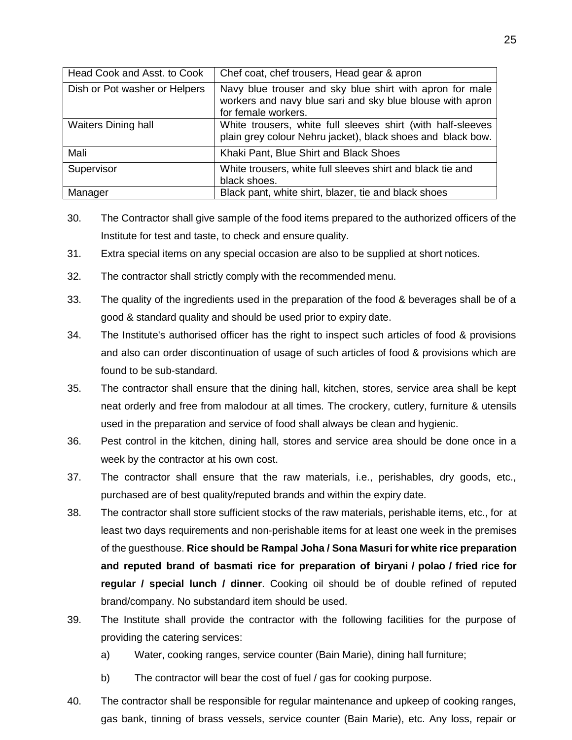| Head Cook and Asst. to Cook | Chef coat, chef trousers, Head gear & apron |
|---|---|
| Dish or Pot washer or Helpers | Navy blue trouser and sky blue shirt with apron for male workers and navy blue sari and sky blue blouse with apron for female workers. |
| Waiters Dining hall | White trousers, white full sleeves shirt (with half-sleeves plain grey colour Nehru jacket), black shoes and black bow. |
| Mali | Khaki Pant, Blue Shirt and Black Shoes |
| Supervisor | White trousers, white full sleeves shirt and black tie and black shoes. |
| Manager | Black pant, white shirt, blazer, tie and black shoes |

30. The Contractor shall give sample of the food items prepared to the authorized officers of the Institute for test and taste, to check and ensure quality.

31. Extra special items on any special occasion are also to be supplied at short notices.

32. The contractor shall strictly comply with the recommended menu.

33. The quality of the ingredients used in the preparation of the food & beverages shall be of a good & standard quality and should be used prior to expiry date.

34. The Institute's authorised officer has the right to inspect such articles of food & provisions and also can order discontinuation of usage of such articles of food & provisions which are found to be sub-standard.

35. The contractor shall ensure that the dining hall, kitchen, stores, service area shall be kept neat orderly and free from malodour at all times. The crockery, cutlery, furniture & utensils used in the preparation and service of food shall always be clean and hygienic.

36. Pest control in the kitchen, dining hall, stores and service area should be done once in a week by the contractor at his own cost.

37. The contractor shall ensure that the raw materials, i.e., perishables, dry goods, etc., purchased are of best quality/reputed brands and within the expiry date.

38. The contractor shall store sufficient stocks of the raw materials, perishable items, etc., for at least two days requirements and non-perishable items for at least one week in the premises of the guesthouse. **Rice should be Rampal Joha / Sona Masuri for white rice preparation and reputed brand of basmati rice for preparation of biryani / polao / fried rice for regular / special lunch / dinner**. Cooking oil should be of double refined of reputed brand/company. No substandard item should be used.

39. The Institute shall provide the contractor with the following facilities for the purpose of providing the catering services:

    a) Water, cooking ranges, service counter (Bain Marie), dining hall furniture;

    b) The contractor will bear the cost of fuel / gas for cooking purpose.

40. The contractor shall be responsible for regular maintenance and upkeep of cooking ranges, gas bank, tinning of brass vessels, service counter (Bain Marie), etc. Any loss, repair or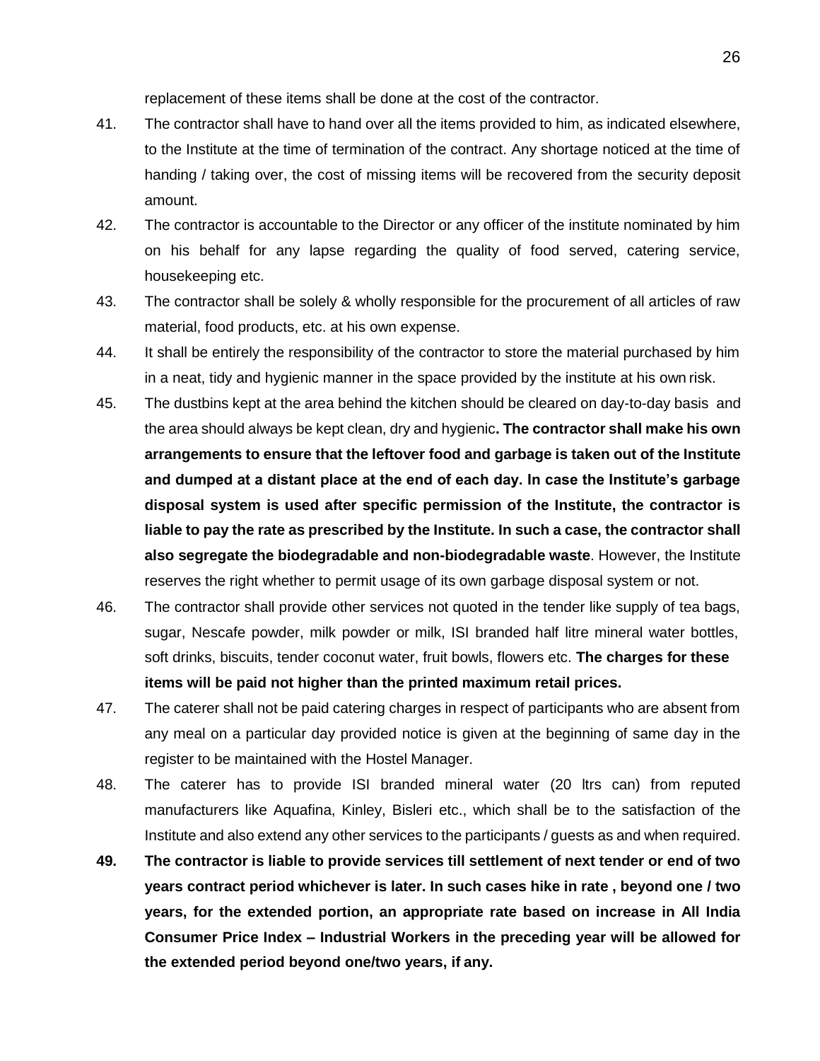replacement of these items shall be done at the cost of the contractor.

41. The contractor shall have to hand over all the items provided to him, as indicated elsewhere, to the Institute at the time of termination of the contract. Any shortage noticed at the time of handing / taking over, the cost of missing items will be recovered from the security deposit amount.

42. The contractor is accountable to the Director or any officer of the institute nominated by him on his behalf for any lapse regarding the quality of food served, catering service, housekeeping etc.

43. The contractor shall be solely & wholly responsible for the procurement of all articles of raw material, food products, etc. at his own expense.

44. It shall be entirely the responsibility of the contractor to store the material purchased by him in a neat, tidy and hygienic manner in the space provided by the institute at his own risk.

45. The dustbins kept at the area behind the kitchen should be cleared on day-to-day basis and the area should always be kept clean, dry and hygienic**. The contractor shall make his own arrangements to ensure that the leftover food and garbage is taken out of the Institute and dumped at a distant place at the end of each day. In case the Institute's garbage disposal system is used after specific permission of the Institute, the contractor is liable to pay the rate as prescribed by the Institute. In such a case, the contractor shall also segregate the biodegradable and non-biodegradable waste**. However, the Institute reserves the right whether to permit usage of its own garbage disposal system or not.

46. The contractor shall provide other services not quoted in the tender like supply of tea bags, sugar, Nescafe powder, milk powder or milk, ISI branded half litre mineral water bottles, soft drinks, biscuits, tender coconut water, fruit bowls, flowers etc. **The charges for these items will be paid not higher than the printed maximum retail prices.**

47. The caterer shall not be paid catering charges in respect of participants who are absent from any meal on a particular day provided notice is given at the beginning of same day in the register to be maintained with the Hostel Manager.

48. The caterer has to provide ISI branded mineral water (20 ltrs can) from reputed manufacturers like Aquafina, Kinley, Bisleri etc., which shall be to the satisfaction of the Institute and also extend any other services to the participants / guests as and when required.

**49. The contractor is liable to provide services till settlement of next tender or end of two years contract period whichever is later. In such cases hike in rate , beyond one / two years, for the extended portion, an appropriate rate based on increase in All India Consumer Price Index – Industrial Workers in the preceding year will be allowed for the extended period beyond one/two years, if any.**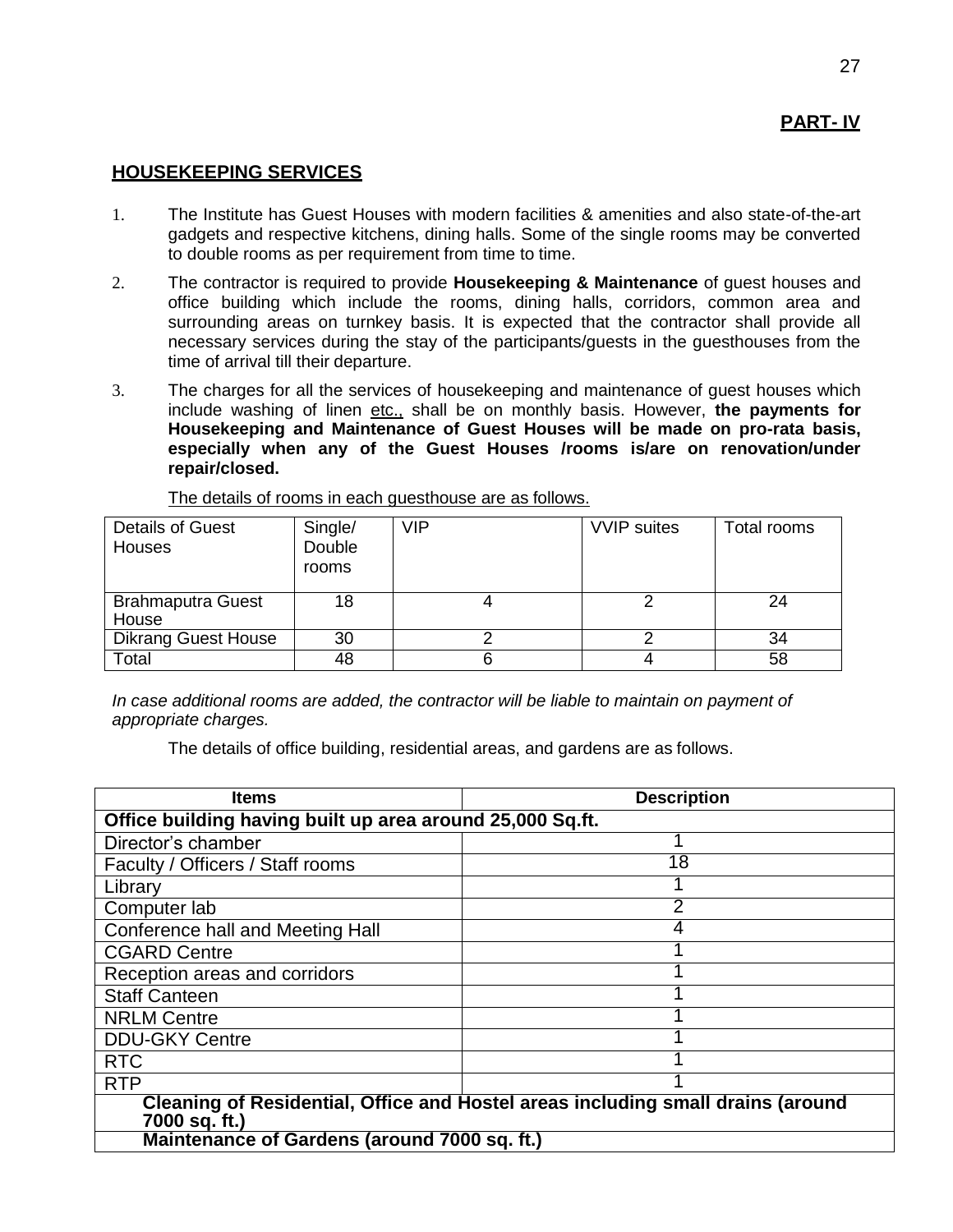**PART- IV**

## HOUSEKEEPING SERVICES

1. The Institute has Guest Houses with modern facilities & amenities and also state-of-the-art gadgets and respective kitchens, dining halls. Some of the single rooms may be converted to double rooms as per requirement from time to time.

2. The contractor is required to provide **Housekeeping & Maintenance** of guest houses and office building which include the rooms, dining halls, corridors, common area and surrounding areas on turnkey basis. It is expected that the contractor shall provide all necessary services during the stay of the participants/guests in the guesthouses from the time of arrival till their departure.

3. The charges for all the services of housekeeping and maintenance of guest houses which include washing of linen etc., shall be on monthly basis. However, **the payments for Housekeeping and Maintenance of Guest Houses will be made on pro-rata basis, especially when any of the Guest Houses /rooms is/are on renovation/under repair/closed.**

The details of rooms in each guesthouse are as follows.

| Details of Guest Houses | Single/ Double rooms | VIP | VVIP suites | Total rooms |
|---|---|---|---|---|
| Brahmaputra Guest House | 18 | 4 | 2 | 24 |
| Dikrang Guest House | 30 | 2 | 2 | 34 |
| Total | 48 | 6 | 4 | 58 |

*In case additional rooms are added, the contractor will be liable to maintain on payment of appropriate charges.*

The details of office building, residential areas, and gardens are as follows.

| Items | Description |
|---|---|
| **Office building having built up area around 25,000 Sq.ft.** | |
| Director's chamber | 1 |
| Faculty / Officers / Staff rooms | 18 |
| Library | 1 |
| Computer lab | 2 |
| Conference hall and Meeting Hall | 4 |
| CGARD Centre | 1 |
| Reception areas and corridors | 1 |
| Staff Canteen | 1 |
| NRLM Centre | 1 |
| DDU-GKY Centre | 1 |
| RTC | 1 |
| RTP | 1 |
| **Cleaning of Residential, Office and Hostel areas including small drains (around 7000 sq. ft.)** | |
| **Maintenance of Gardens (around 7000 sq. ft.)** | |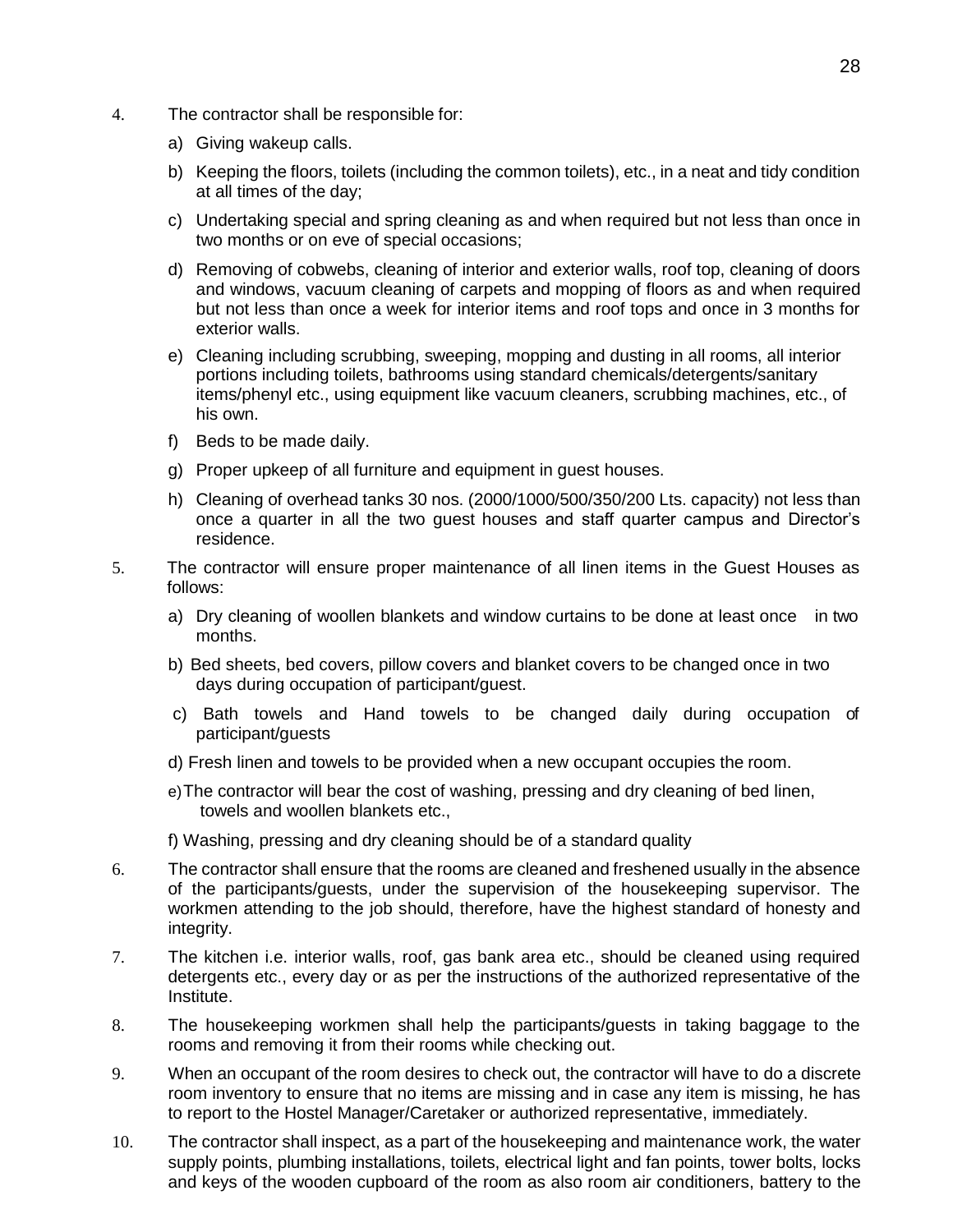4. The contractor shall be responsible for:

   a) Giving wakeup calls.

   b) Keeping the floors, toilets (including the common toilets), etc., in a neat and tidy condition at all times of the day;

   c) Undertaking special and spring cleaning as and when required but not less than once in two months or on eve of special occasions;

   d) Removing of cobwebs, cleaning of interior and exterior walls, roof top, cleaning of doors and windows, vacuum cleaning of carpets and mopping of floors as and when required but not less than once a week for interior items and roof tops and once in 3 months for exterior walls.

   e) Cleaning including scrubbing, sweeping, mopping and dusting in all rooms, all interior portions including toilets, bathrooms using standard chemicals/detergents/sanitary items/phenyl etc., using equipment like vacuum cleaners, scrubbing machines, etc., of his own.

   f) Beds to be made daily.

   g) Proper upkeep of all furniture and equipment in guest houses.

   h) Cleaning of overhead tanks 30 nos. (2000/1000/500/350/200 Lts. capacity) not less than once a quarter in all the two guest houses and staff quarter campus and Director's residence.

5. The contractor will ensure proper maintenance of all linen items in the Guest Houses as follows:

   a) Dry cleaning of woollen blankets and window curtains to be done at least once in two months.

   b) Bed sheets, bed covers, pillow covers and blanket covers to be changed once in two days during occupation of participant/guest.

   c) Bath towels and Hand towels to be changed daily during occupation of participant/guests

   d) Fresh linen and towels to be provided when a new occupant occupies the room.

   e) The contractor will bear the cost of washing, pressing and dry cleaning of bed linen, towels and woollen blankets etc.,

   f) Washing, pressing and dry cleaning should be of a standard quality

6. The contractor shall ensure that the rooms are cleaned and freshened usually in the absence of the participants/guests, under the supervision of the housekeeping supervisor. The workmen attending to the job should, therefore, have the highest standard of honesty and integrity.

7. The kitchen i.e. interior walls, roof, gas bank area etc., should be cleaned using required detergents etc., every day or as per the instructions of the authorized representative of the Institute.

8. The housekeeping workmen shall help the participants/guests in taking baggage to the rooms and removing it from their rooms while checking out.

9. When an occupant of the room desires to check out, the contractor will have to do a discrete room inventory to ensure that no items are missing and in case any item is missing, he has to report to the Hostel Manager/Caretaker or authorized representative, immediately.

10. The contractor shall inspect, as a part of the housekeeping and maintenance work, the water supply points, plumbing installations, toilets, electrical light and fan points, tower bolts, locks and keys of the wooden cupboard of the room as also room air conditioners, battery to the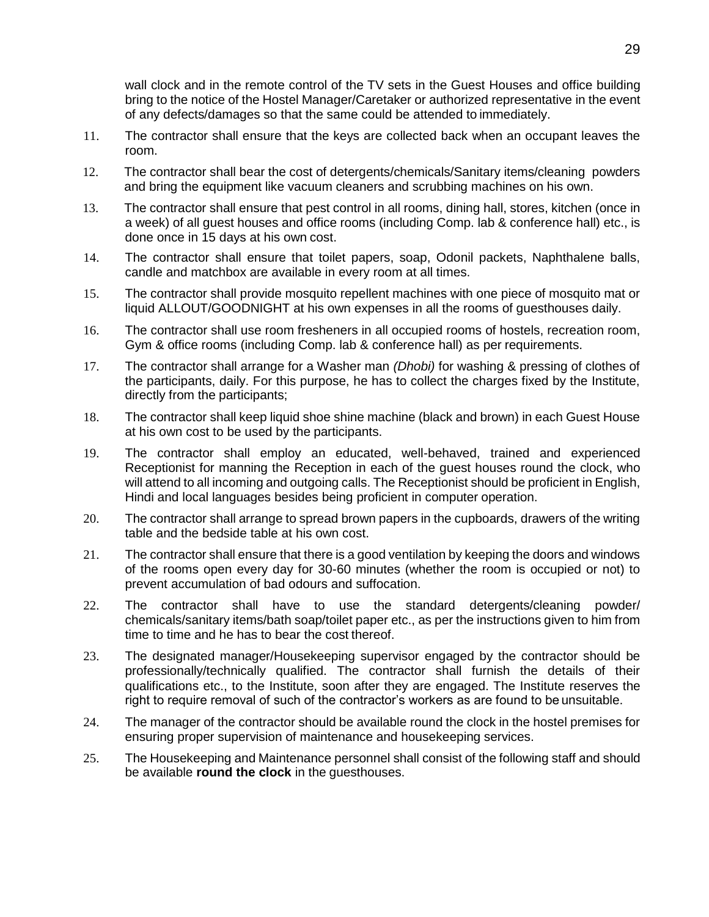wall clock and in the remote control of the TV sets in the Guest Houses and office building bring to the notice of the Hostel Manager/Caretaker or authorized representative in the event of any defects/damages so that the same could be attended to immediately.

11. The contractor shall ensure that the keys are collected back when an occupant leaves the room.

12. The contractor shall bear the cost of detergents/chemicals/Sanitary items/cleaning powders and bring the equipment like vacuum cleaners and scrubbing machines on his own.

13. The contractor shall ensure that pest control in all rooms, dining hall, stores, kitchen (once in a week) of all guest houses and office rooms (including Comp. lab & conference hall) etc., is done once in 15 days at his own cost.

14. The contractor shall ensure that toilet papers, soap, Odonil packets, Naphthalene balls, candle and matchbox are available in every room at all times.

15. The contractor shall provide mosquito repellent machines with one piece of mosquito mat or liquid ALLOUT/GOODNIGHT at his own expenses in all the rooms of guesthouses daily.

16. The contractor shall use room fresheners in all occupied rooms of hostels, recreation room, Gym & office rooms (including Comp. lab & conference hall) as per requirements.

17. The contractor shall arrange for a Washer man *(Dhobi)* for washing & pressing of clothes of the participants, daily. For this purpose, he has to collect the charges fixed by the Institute, directly from the participants;

18. The contractor shall keep liquid shoe shine machine (black and brown) in each Guest House at his own cost to be used by the participants.

19. The contractor shall employ an educated, well-behaved, trained and experienced Receptionist for manning the Reception in each of the guest houses round the clock, who will attend to all incoming and outgoing calls. The Receptionist should be proficient in English, Hindi and local languages besides being proficient in computer operation.

20. The contractor shall arrange to spread brown papers in the cupboards, drawers of the writing table and the bedside table at his own cost.

21. The contractor shall ensure that there is a good ventilation by keeping the doors and windows of the rooms open every day for 30-60 minutes (whether the room is occupied or not) to prevent accumulation of bad odours and suffocation.

22. The contractor shall have to use the standard detergents/cleaning powder/ chemicals/sanitary items/bath soap/toilet paper etc., as per the instructions given to him from time to time and he has to bear the cost thereof.

23. The designated manager/Housekeeping supervisor engaged by the contractor should be professionally/technically qualified. The contractor shall furnish the details of their qualifications etc., to the Institute, soon after they are engaged. The Institute reserves the right to require removal of such of the contractor's workers as are found to be unsuitable.

24. The manager of the contractor should be available round the clock in the hostel premises for ensuring proper supervision of maintenance and housekeeping services.

25. The Housekeeping and Maintenance personnel shall consist of the following staff and should be available **round the clock** in the guesthouses.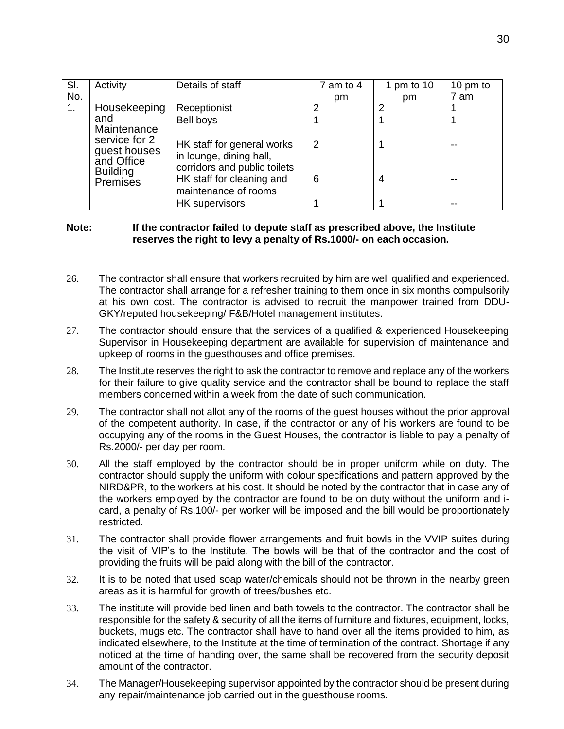| Sl. No. | Activity | Details of staff | 7 am to 4 pm | 1 pm to 10 pm | 10 pm to 7 am |
|---|---|---|---|---|---|
| 1. | Housekeeping and Maintenance service for 2 guest houses and Office Building Premises | Receptionist | 2 | 2 | 1 |
| | | Bell boys | 1 | 1 | 1 |
| | | HK staff for general works in lounge, dining hall, corridors and public toilets | 2 | 1 | -- |
| | | HK staff for cleaning and maintenance of rooms | 6 | 4 | -- |
| | | HK supervisors | 1 | 1 | -- |

**Note: If the contractor failed to depute staff as prescribed above, the Institute reserves the right to levy a penalty of Rs.1000/- on each occasion.**

26. The contractor shall ensure that workers recruited by him are well qualified and experienced. The contractor shall arrange for a refresher training to them once in six months compulsorily at his own cost. The contractor is advised to recruit the manpower trained from DDU-GKY/reputed housekeeping/ F&B/Hotel management institutes.

27. The contractor should ensure that the services of a qualified & experienced Housekeeping Supervisor in Housekeeping department are available for supervision of maintenance and upkeep of rooms in the guesthouses and office premises.

28. The Institute reserves the right to ask the contractor to remove and replace any of the workers for their failure to give quality service and the contractor shall be bound to replace the staff members concerned within a week from the date of such communication.

29. The contractor shall not allot any of the rooms of the guest houses without the prior approval of the competent authority. In case, if the contractor or any of his workers are found to be occupying any of the rooms in the Guest Houses, the contractor is liable to pay a penalty of Rs.2000/- per day per room.

30. All the staff employed by the contractor should be in proper uniform while on duty. The contractor should supply the uniform with colour specifications and pattern approved by the NIRD&PR, to the workers at his cost. It should be noted by the contractor that in case any of the workers employed by the contractor are found to be on duty without the uniform and i-card, a penalty of Rs.100/- per worker will be imposed and the bill would be proportionately restricted.

31. The contractor shall provide flower arrangements and fruit bowls in the VVIP suites during the visit of VIP's to the Institute. The bowls will be that of the contractor and the cost of providing the fruits will be paid along with the bill of the contractor.

32. It is to be noted that used soap water/chemicals should not be thrown in the nearby green areas as it is harmful for growth of trees/bushes etc.

33. The institute will provide bed linen and bath towels to the contractor. The contractor shall be responsible for the safety & security of all the items of furniture and fixtures, equipment, locks, buckets, mugs etc. The contractor shall have to hand over all the items provided to him, as indicated elsewhere, to the Institute at the time of termination of the contract. Shortage if any noticed at the time of handing over, the same shall be recovered from the security deposit amount of the contractor.

34. The Manager/Housekeeping supervisor appointed by the contractor should be present during any repair/maintenance job carried out in the guesthouse rooms.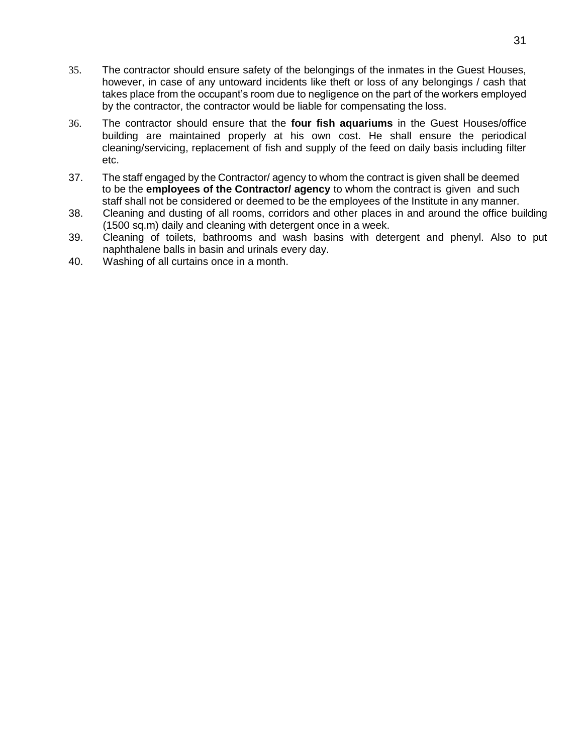35. The contractor should ensure safety of the belongings of the inmates in the Guest Houses, however, in case of any untoward incidents like theft or loss of any belongings / cash that takes place from the occupant's room due to negligence on the part of the workers employed by the contractor, the contractor would be liable for compensating the loss.
36. The contractor should ensure that the **four fish aquariums** in the Guest Houses/office building are maintained properly at his own cost. He shall ensure the periodical cleaning/servicing, replacement of fish and supply of the feed on daily basis including filter etc.
37. The staff engaged by the Contractor/ agency to whom the contract is given shall be deemed to be the **employees of the Contractor/ agency** to whom the contract is given and such staff shall not be considered or deemed to be the employees of the Institute in any manner.
38. Cleaning and dusting of all rooms, corridors and other places in and around the office building (1500 sq.m) daily and cleaning with detergent once in a week.
39. Cleaning of toilets, bathrooms and wash basins with detergent and phenyl. Also to put naphthalene balls in basin and urinals every day.
40. Washing of all curtains once in a month.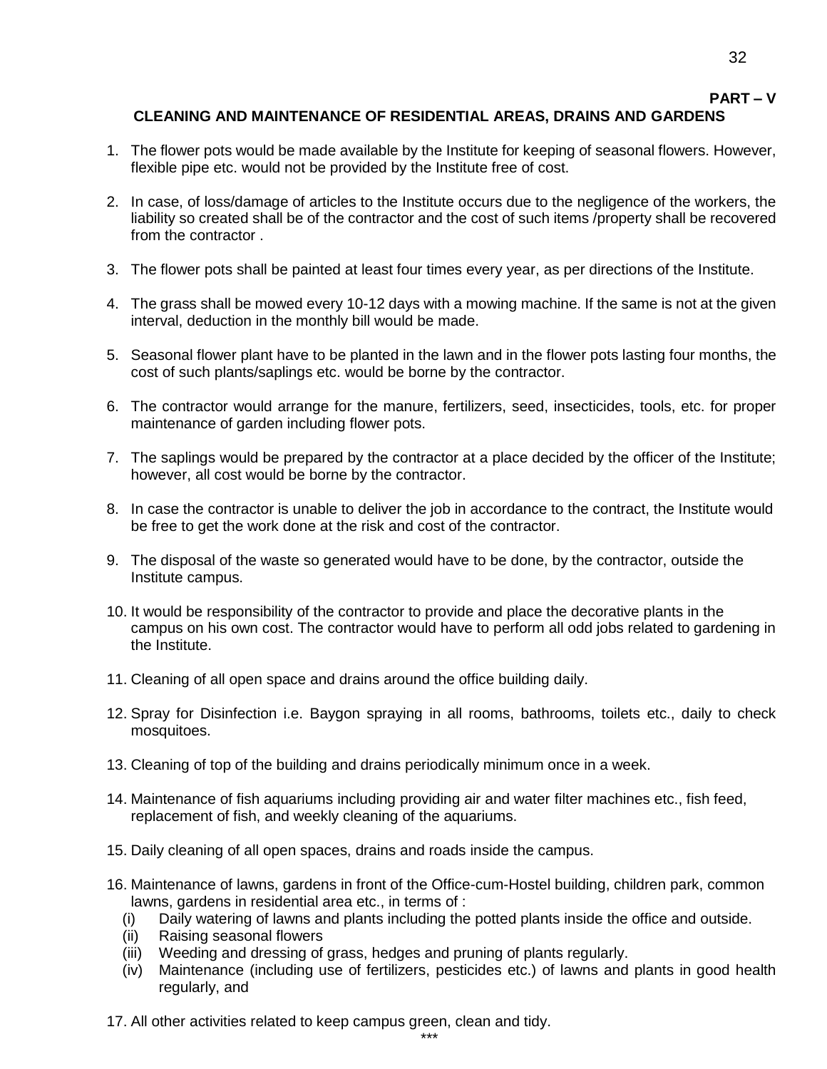**PART – V**

## CLEANING AND MAINTENANCE OF RESIDENTIAL AREAS, DRAINS AND GARDENS

1. The flower pots would be made available by the Institute for keeping of seasonal flowers. However, flexible pipe etc. would not be provided by the Institute free of cost.
2. In case, of loss/damage of articles to the Institute occurs due to the negligence of the workers, the liability so created shall be of the contractor and the cost of such items /property shall be recovered from the contractor .
3. The flower pots shall be painted at least four times every year, as per directions of the Institute.
4. The grass shall be mowed every 10-12 days with a mowing machine. If the same is not at the given interval, deduction in the monthly bill would be made.
5. Seasonal flower plant have to be planted in the lawn and in the flower pots lasting four months, the cost of such plants/saplings etc. would be borne by the contractor.
6. The contractor would arrange for the manure, fertilizers, seed, insecticides, tools, etc. for proper maintenance of garden including flower pots.
7. The saplings would be prepared by the contractor at a place decided by the officer of the Institute; however, all cost would be borne by the contractor.
8. In case the contractor is unable to deliver the job in accordance to the contract, the Institute would be free to get the work done at the risk and cost of the contractor.
9. The disposal of the waste so generated would have to be done, by the contractor, outside the Institute campus.
10. It would be responsibility of the contractor to provide and place the decorative plants in the campus on his own cost. The contractor would have to perform all odd jobs related to gardening in the Institute.
11. Cleaning of all open space and drains around the office building daily.
12. Spray for Disinfection i.e. Baygon spraying in all rooms, bathrooms, toilets etc., daily to check mosquitoes.
13. Cleaning of top of the building and drains periodically minimum once in a week.
14. Maintenance of fish aquariums including providing air and water filter machines etc., fish feed, replacement of fish, and weekly cleaning of the aquariums.
15. Daily cleaning of all open spaces, drains and roads inside the campus.
16. Maintenance of lawns, gardens in front of the Office-cum-Hostel building, children park, common lawns, gardens in residential area etc., in terms of :
    - (i) Daily watering of lawns and plants including the potted plants inside the office and outside.
    - (ii) Raising seasonal flowers
    - (iii) Weeding and dressing of grass, hedges and pruning of plants regularly.
    - (iv) Maintenance (including use of fertilizers, pesticides etc.) of lawns and plants in good health regularly, and
17. All other activities related to keep campus green, clean and tidy.

***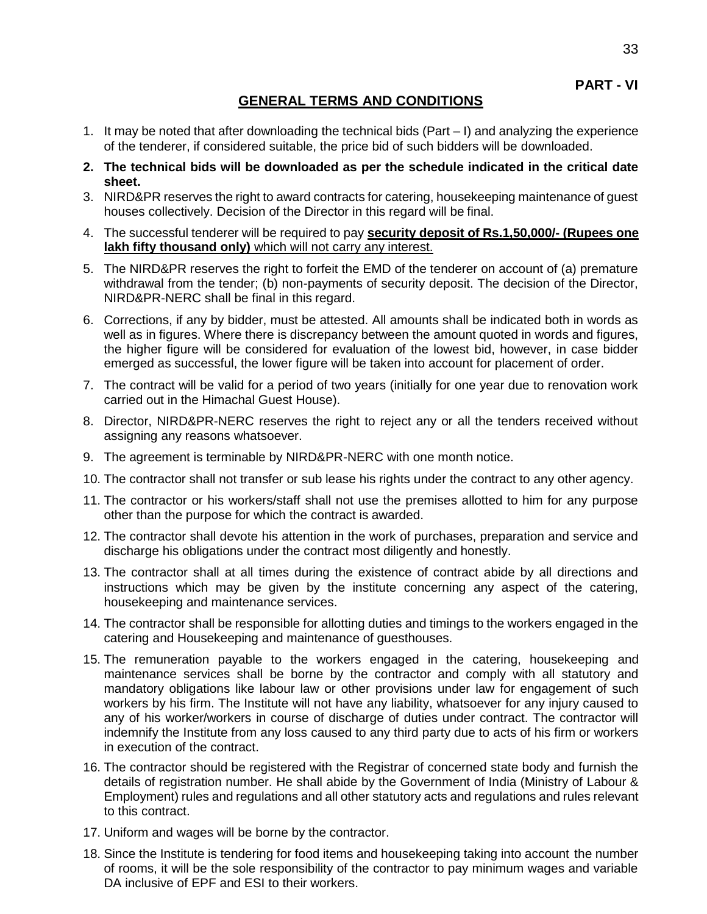**PART - VI**

## GENERAL TERMS AND CONDITIONS

1. It may be noted that after downloading the technical bids (Part – I) and analyzing the experience of the tenderer, if considered suitable, the price bid of such bidders will be downloaded.
2. **The technical bids will be downloaded as per the schedule indicated in the critical date sheet.**
3. NIRD&PR reserves the right to award contracts for catering, housekeeping maintenance of guest houses collectively. Decision of the Director in this regard will be final.
4. The successful tenderer will be required to pay **security deposit of Rs.1,50,000/- (Rupees one lakh fifty thousand only)** which will not carry any interest.
5. The NIRD&PR reserves the right to forfeit the EMD of the tenderer on account of (a) premature withdrawal from the tender; (b) non-payments of security deposit. The decision of the Director, NIRD&PR-NERC shall be final in this regard.
6. Corrections, if any by bidder, must be attested. All amounts shall be indicated both in words as well as in figures. Where there is discrepancy between the amount quoted in words and figures, the higher figure will be considered for evaluation of the lowest bid, however, in case bidder emerged as successful, the lower figure will be taken into account for placement of order.
7. The contract will be valid for a period of two years (initially for one year due to renovation work carried out in the Himachal Guest House).
8. Director, NIRD&PR-NERC reserves the right to reject any or all the tenders received without assigning any reasons whatsoever.
9. The agreement is terminable by NIRD&PR-NERC with one month notice.
10. The contractor shall not transfer or sub lease his rights under the contract to any other agency.
11. The contractor or his workers/staff shall not use the premises allotted to him for any purpose other than the purpose for which the contract is awarded.
12. The contractor shall devote his attention in the work of purchases, preparation and service and discharge his obligations under the contract most diligently and honestly.
13. The contractor shall at all times during the existence of contract abide by all directions and instructions which may be given by the institute concerning any aspect of the catering, housekeeping and maintenance services.
14. The contractor shall be responsible for allotting duties and timings to the workers engaged in the catering and Housekeeping and maintenance of guesthouses.
15. The remuneration payable to the workers engaged in the catering, housekeeping and maintenance services shall be borne by the contractor and comply with all statutory and mandatory obligations like labour law or other provisions under law for engagement of such workers by his firm. The Institute will not have any liability, whatsoever for any injury caused to any of his worker/workers in course of discharge of duties under contract. The contractor will indemnify the Institute from any loss caused to any third party due to acts of his firm or workers in execution of the contract.
16. The contractor should be registered with the Registrar of concerned state body and furnish the details of registration number. He shall abide by the Government of India (Ministry of Labour & Employment) rules and regulations and all other statutory acts and regulations and rules relevant to this contract.
17. Uniform and wages will be borne by the contractor.
18. Since the Institute is tendering for food items and housekeeping taking into account the number of rooms, it will be the sole responsibility of the contractor to pay minimum wages and variable DA inclusive of EPF and ESI to their workers.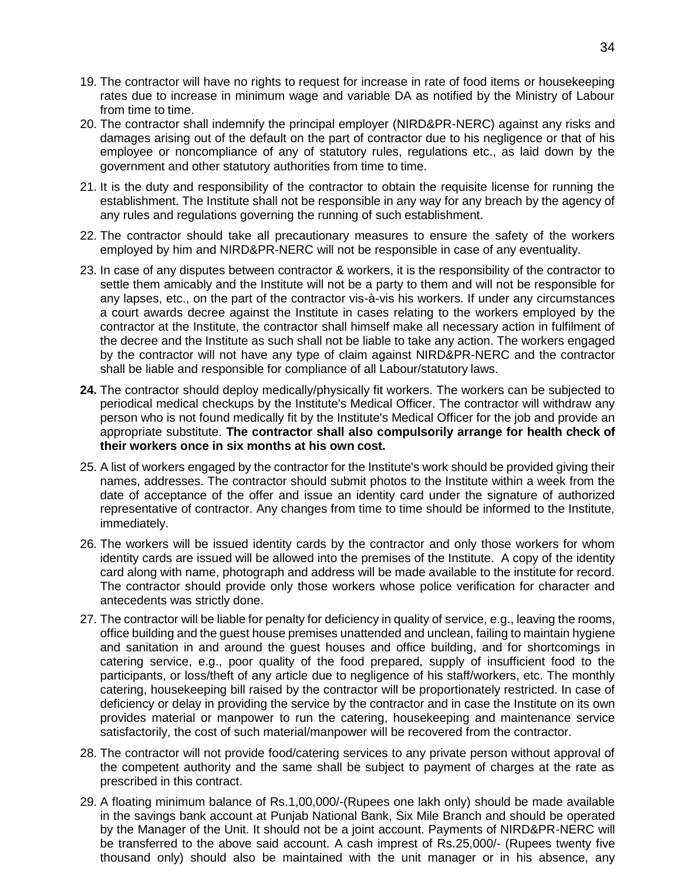19. The contractor will have no rights to request for increase in rate of food items or housekeeping rates due to increase in minimum wage and variable DA as notified by the Ministry of Labour from time to time.
20. The contractor shall indemnify the principal employer (NIRD&PR-NERC) against any risks and damages arising out of the default on the part of contractor due to his negligence or that of his employee or noncompliance of any of statutory rules, regulations etc., as laid down by the government and other statutory authorities from time to time.
21. It is the duty and responsibility of the contractor to obtain the requisite license for running the establishment. The Institute shall not be responsible in any way for any breach by the agency of any rules and regulations governing the running of such establishment.
22. The contractor should take all precautionary measures to ensure the safety of the workers employed by him and NIRD&PR-NERC will not be responsible in case of any eventuality.
23. In case of any disputes between contractor & workers, it is the responsibility of the contractor to settle them amicably and the Institute will not be a party to them and will not be responsible for any lapses, etc., on the part of the contractor vis-à-vis his workers. If under any circumstances a court awards decree against the Institute in cases relating to the workers employed by the contractor at the Institute, the contractor shall himself make all necessary action in fulfilment of the decree and the Institute as such shall not be liable to take any action. The workers engaged by the contractor will not have any type of claim against NIRD&PR-NERC and the contractor shall be liable and responsible for compliance of all Labour/statutory laws.
24. The contractor should deploy medically/physically fit workers. The workers can be subjected to periodical medical checkups by the Institute's Medical Officer. The contractor will withdraw any person who is not found medically fit by the Institute's Medical Officer for the job and provide an appropriate substitute. **The contractor shall also compulsorily arrange for health check of their workers once in six months at his own cost.**
25. A list of workers engaged by the contractor for the Institute's work should be provided giving their names, addresses. The contractor should submit photos to the Institute within a week from the date of acceptance of the offer and issue an identity card under the signature of authorized representative of contractor. Any changes from time to time should be informed to the Institute, immediately.
26. The workers will be issued identity cards by the contractor and only those workers for whom identity cards are issued will be allowed into the premises of the Institute. A copy of the identity card along with name, photograph and address will be made available to the institute for record. The contractor should provide only those workers whose police verification for character and antecedents was strictly done.
27. The contractor will be liable for penalty for deficiency in quality of service, e.g., leaving the rooms, office building and the guest house premises unattended and unclean, failing to maintain hygiene and sanitation in and around the guest houses and office building, and for shortcomings in catering service, e.g., poor quality of the food prepared, supply of insufficient food to the participants, or loss/theft of any article due to negligence of his staff/workers, etc. The monthly catering, housekeeping bill raised by the contractor will be proportionately restricted. In case of deficiency or delay in providing the service by the contractor and in case the Institute on its own provides material or manpower to run the catering, housekeeping and maintenance service satisfactorily, the cost of such material/manpower will be recovered from the contractor.
28. The contractor will not provide food/catering services to any private person without approval of the competent authority and the same shall be subject to payment of charges at the rate as prescribed in this contract.
29. A floating minimum balance of Rs.1,00,000/-(Rupees one lakh only) should be made available in the savings bank account at Punjab National Bank, Six Mile Branch and should be operated by the Manager of the Unit. It should not be a joint account. Payments of NIRD&PR-NERC will be transferred to the above said account. A cash imprest of Rs.25,000/- (Rupees twenty five thousand only) should also be maintained with the unit manager or in his absence, any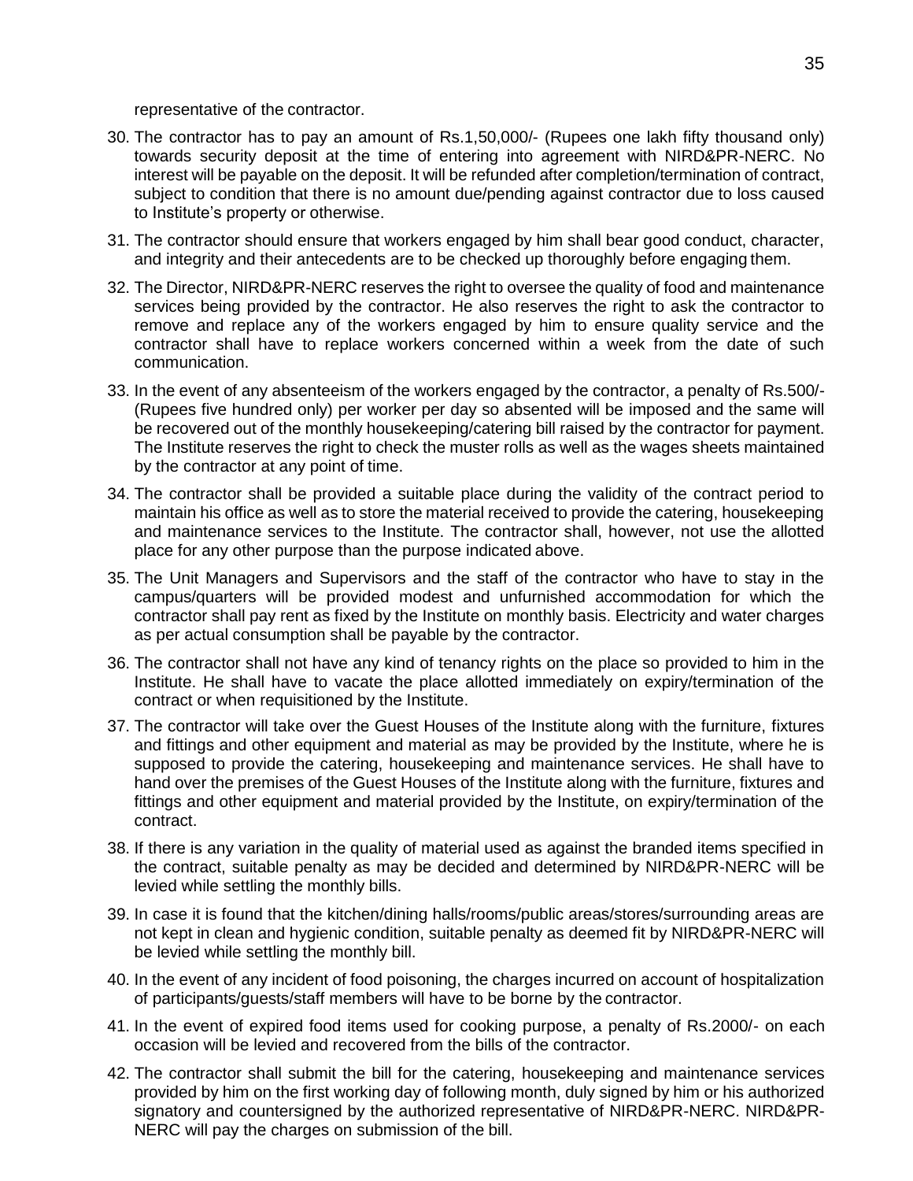representative of the contractor.

30. The contractor has to pay an amount of Rs.1,50,000/- (Rupees one lakh fifty thousand only) towards security deposit at the time of entering into agreement with NIRD&PR-NERC. No interest will be payable on the deposit. It will be refunded after completion/termination of contract, subject to condition that there is no amount due/pending against contractor due to loss caused to Institute's property or otherwise.
31. The contractor should ensure that workers engaged by him shall bear good conduct, character, and integrity and their antecedents are to be checked up thoroughly before engaging them.
32. The Director, NIRD&PR-NERC reserves the right to oversee the quality of food and maintenance services being provided by the contractor. He also reserves the right to ask the contractor to remove and replace any of the workers engaged by him to ensure quality service and the contractor shall have to replace workers concerned within a week from the date of such communication.
33. In the event of any absenteeism of the workers engaged by the contractor, a penalty of Rs.500/- (Rupees five hundred only) per worker per day so absented will be imposed and the same will be recovered out of the monthly housekeeping/catering bill raised by the contractor for payment. The Institute reserves the right to check the muster rolls as well as the wages sheets maintained by the contractor at any point of time.
34. The contractor shall be provided a suitable place during the validity of the contract period to maintain his office as well as to store the material received to provide the catering, housekeeping and maintenance services to the Institute. The contractor shall, however, not use the allotted place for any other purpose than the purpose indicated above.
35. The Unit Managers and Supervisors and the staff of the contractor who have to stay in the campus/quarters will be provided modest and unfurnished accommodation for which the contractor shall pay rent as fixed by the Institute on monthly basis. Electricity and water charges as per actual consumption shall be payable by the contractor.
36. The contractor shall not have any kind of tenancy rights on the place so provided to him in the Institute. He shall have to vacate the place allotted immediately on expiry/termination of the contract or when requisitioned by the Institute.
37. The contractor will take over the Guest Houses of the Institute along with the furniture, fixtures and fittings and other equipment and material as may be provided by the Institute, where he is supposed to provide the catering, housekeeping and maintenance services. He shall have to hand over the premises of the Guest Houses of the Institute along with the furniture, fixtures and fittings and other equipment and material provided by the Institute, on expiry/termination of the contract.
38. If there is any variation in the quality of material used as against the branded items specified in the contract, suitable penalty as may be decided and determined by NIRD&PR-NERC will be levied while settling the monthly bills.
39. In case it is found that the kitchen/dining halls/rooms/public areas/stores/surrounding areas are not kept in clean and hygienic condition, suitable penalty as deemed fit by NIRD&PR-NERC will be levied while settling the monthly bill.
40. In the event of any incident of food poisoning, the charges incurred on account of hospitalization of participants/guests/staff members will have to be borne by the contractor.
41. In the event of expired food items used for cooking purpose, a penalty of Rs.2000/- on each occasion will be levied and recovered from the bills of the contractor.
42. The contractor shall submit the bill for the catering, housekeeping and maintenance services provided by him on the first working day of following month, duly signed by him or his authorized signatory and countersigned by the authorized representative of NIRD&PR-NERC. NIRD&PR-NERC will pay the charges on submission of the bill.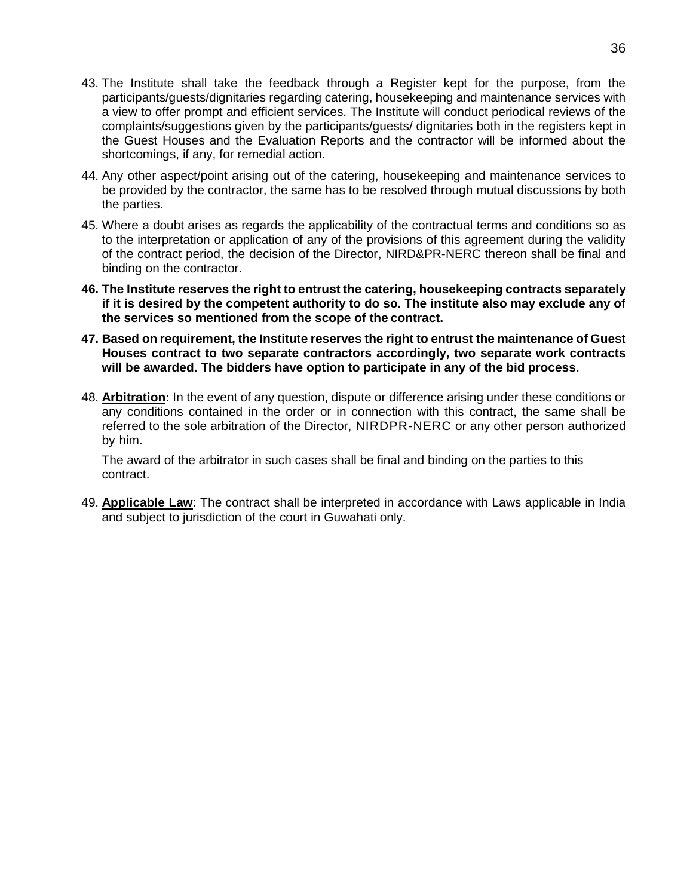43. The Institute shall take the feedback through a Register kept for the purpose, from the participants/guests/dignitaries regarding catering, housekeeping and maintenance services with a view to offer prompt and efficient services. The Institute will conduct periodical reviews of the complaints/suggestions given by the participants/guests/ dignitaries both in the registers kept in the Guest Houses and the Evaluation Reports and the contractor will be informed about the shortcomings, if any, for remedial action.

44. Any other aspect/point arising out of the catering, housekeeping and maintenance services to be provided by the contractor, the same has to be resolved through mutual discussions by both the parties.

45. Where a doubt arises as regards the applicability of the contractual terms and conditions so as to the interpretation or application of any of the provisions of this agreement during the validity of the contract period, the decision of the Director, NIRD&PR-NERC thereon shall be final and binding on the contractor.

**46. The Institute reserves the right to entrust the catering, housekeeping contracts separately if it is desired by the competent authority to do so. The institute also may exclude any of the services so mentioned from the scope of the contract.**

**47. Based on requirement, the Institute reserves the right to entrust the maintenance of Guest Houses contract to two separate contractors accordingly, two separate work contracts will be awarded. The bidders have option to participate in any of the bid process.**

48. **Arbitration:** In the event of any question, dispute or difference arising under these conditions or any conditions contained in the order or in connection with this contract, the same shall be referred to the sole arbitration of the Director, NIRDPR-NERC or any other person authorized by him.

    The award of the arbitrator in such cases shall be final and binding on the parties to this contract.

49. **Applicable Law**: The contract shall be interpreted in accordance with Laws applicable in India and subject to jurisdiction of the court in Guwahati only.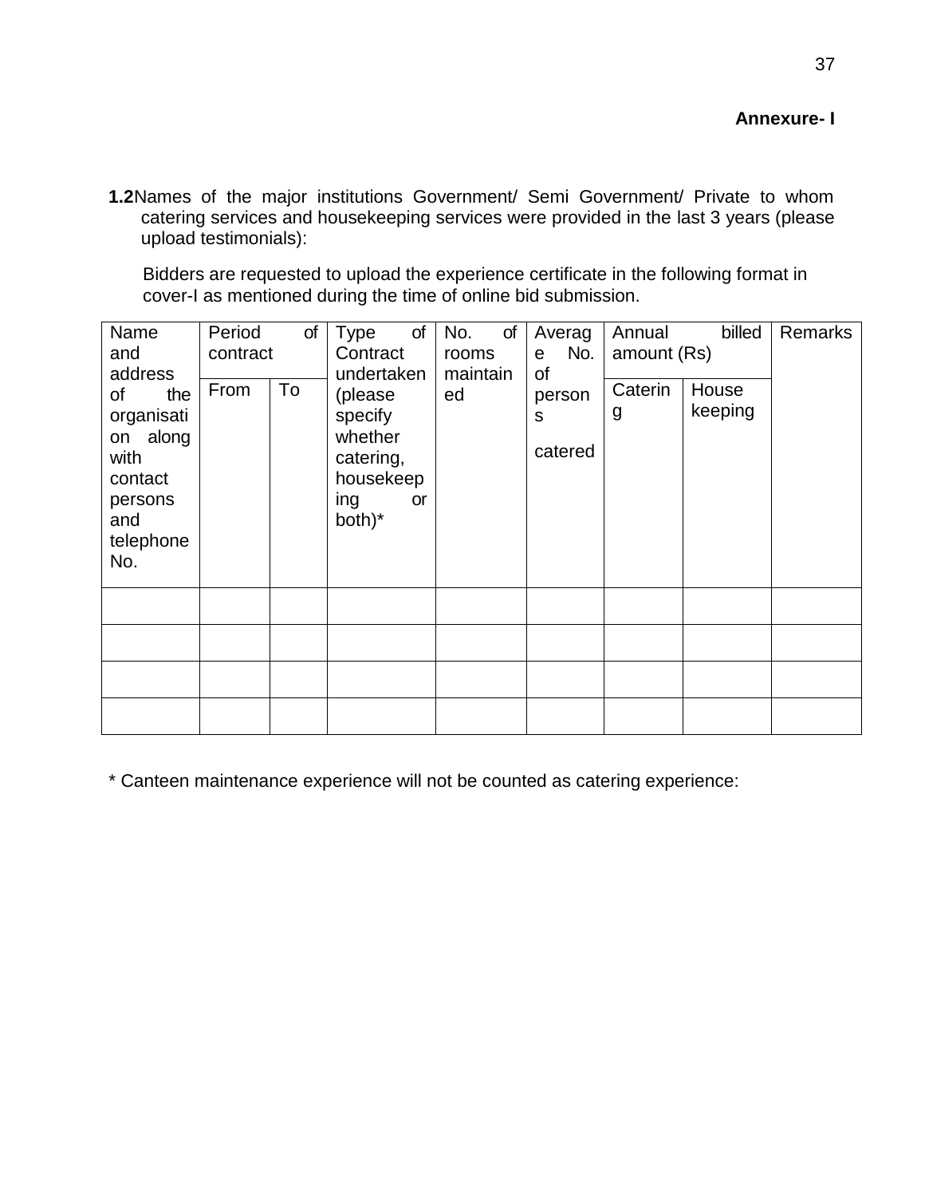**Annexure- I**

**1.2** Names of the major institutions Government/ Semi Government/ Private to whom catering services and housekeeping services were provided in the last 3 years (please upload testimonials):

Bidders are requested to upload the experience certificate in the following format in cover-I as mentioned during the time of online bid submission.

| Name and address of the organisation along with contact persons and telephone No. | Period of contract | | Type of Contract undertaken (please specify whether catering, housekeeping or both)* | No. of rooms maintained | Average No. of persons catered | Annual billed amount (Rs) | | Remarks |
|---|---|---|---|---|---|---|---|---|
| | From | To | | | | Catering | House keeping | |
| | | | | | | | | |
| | | | | | | | | |
| | | | | | | | | |
| | | | | | | | | |

* Canteen maintenance experience will not be counted as catering experience: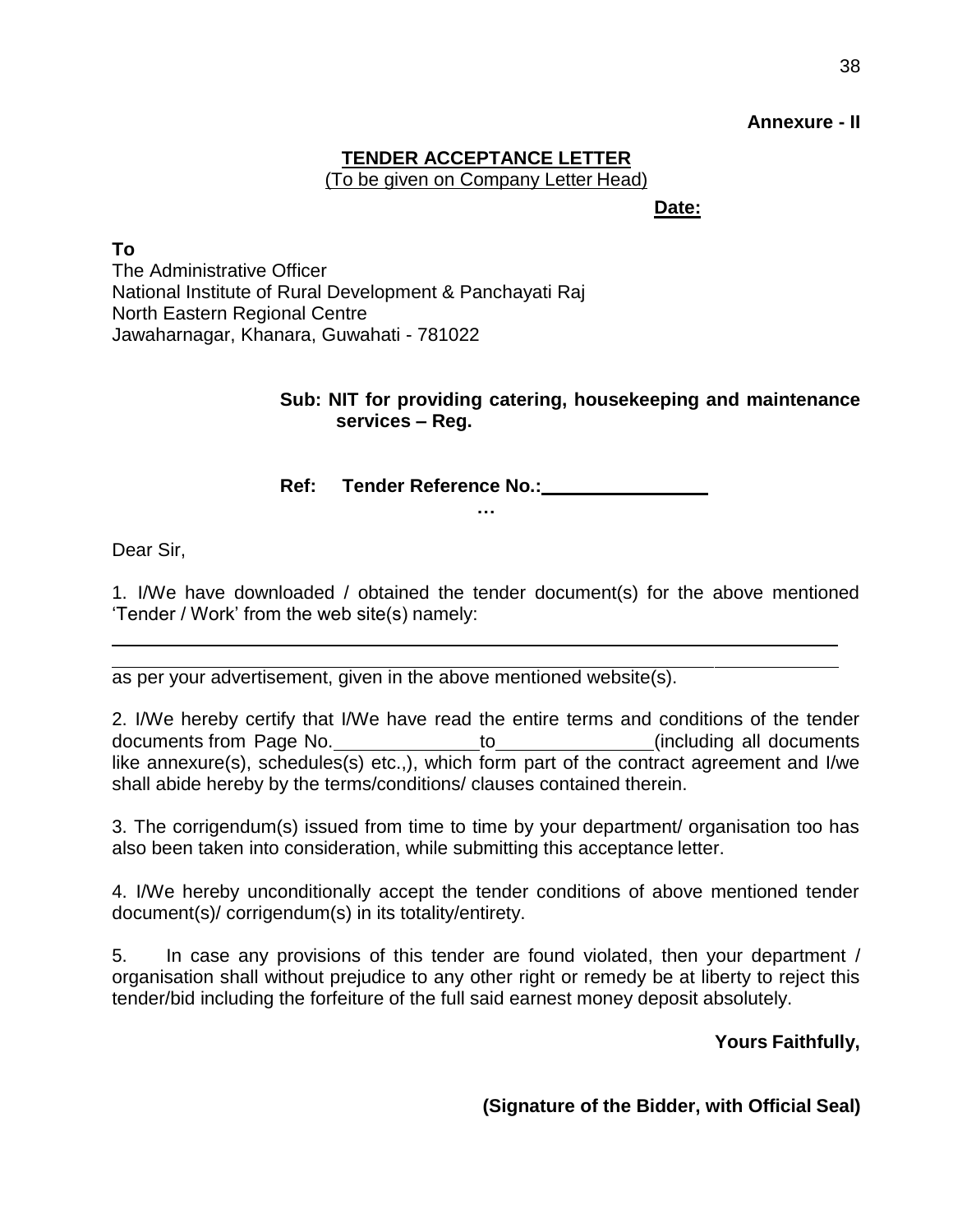**Annexure - II**

## TENDER ACCEPTANCE LETTER

(To be given on Company Letter Head)

**Date:**

**To**

The Administrative Officer
National Institute of Rural Development & Panchayati Raj
North Eastern Regional Centre
Jawaharnagar, Khanara, Guwahati - 781022

**Sub: NIT for providing catering, housekeeping and maintenance services – Reg.**

**Ref: Tender Reference No.:\_\_\_\_\_\_\_\_\_\_\_\_\_\_\_\_**

**…**

Dear Sir,

1. I/We have downloaded / obtained the tender document(s) for the above mentioned 'Tender / Work' from the web site(s) namely:

\_\_\_\_\_\_\_\_\_\_\_\_\_\_\_\_\_\_\_\_\_\_\_\_\_\_\_\_\_\_\_\_\_\_\_\_\_\_\_\_\_\_\_\_\_\_\_\_\_\_\_\_\_\_\_\_\_\_\_\_\_\_\_\_\_\_

\_\_\_\_\_\_\_\_\_\_\_\_\_\_\_\_\_\_\_\_\_\_\_\_\_\_\_\_\_\_\_\_\_\_\_\_\_\_\_\_\_\_\_\_\_\_\_\_\_\_\_\_\_\_\_\_\_\_\_\_\_\_\_\_\_\_

as per your advertisement, given in the above mentioned website(s).

2. I/We hereby certify that I/We have read the entire terms and conditions of the tender documents from Page No.\_\_\_\_\_\_\_\_\_\_\_\_\_\_to\_\_\_\_\_\_\_\_\_\_\_\_\_\_\_(including all documents like annexure(s), schedules(s) etc.,), which form part of the contract agreement and I/we shall abide hereby by the terms/conditions/ clauses contained therein.

3. The corrigendum(s) issued from time to time by your department/ organisation too has also been taken into consideration, while submitting this acceptance letter.

4. I/We hereby unconditionally accept the tender conditions of above mentioned tender document(s)/ corrigendum(s) in its totality/entirety.

5. In case any provisions of this tender are found violated, then your department / organisation shall without prejudice to any other right or remedy be at liberty to reject this tender/bid including the forfeiture of the full said earnest money deposit absolutely.

**Yours Faithfully,**

**(Signature of the Bidder, with Official Seal)**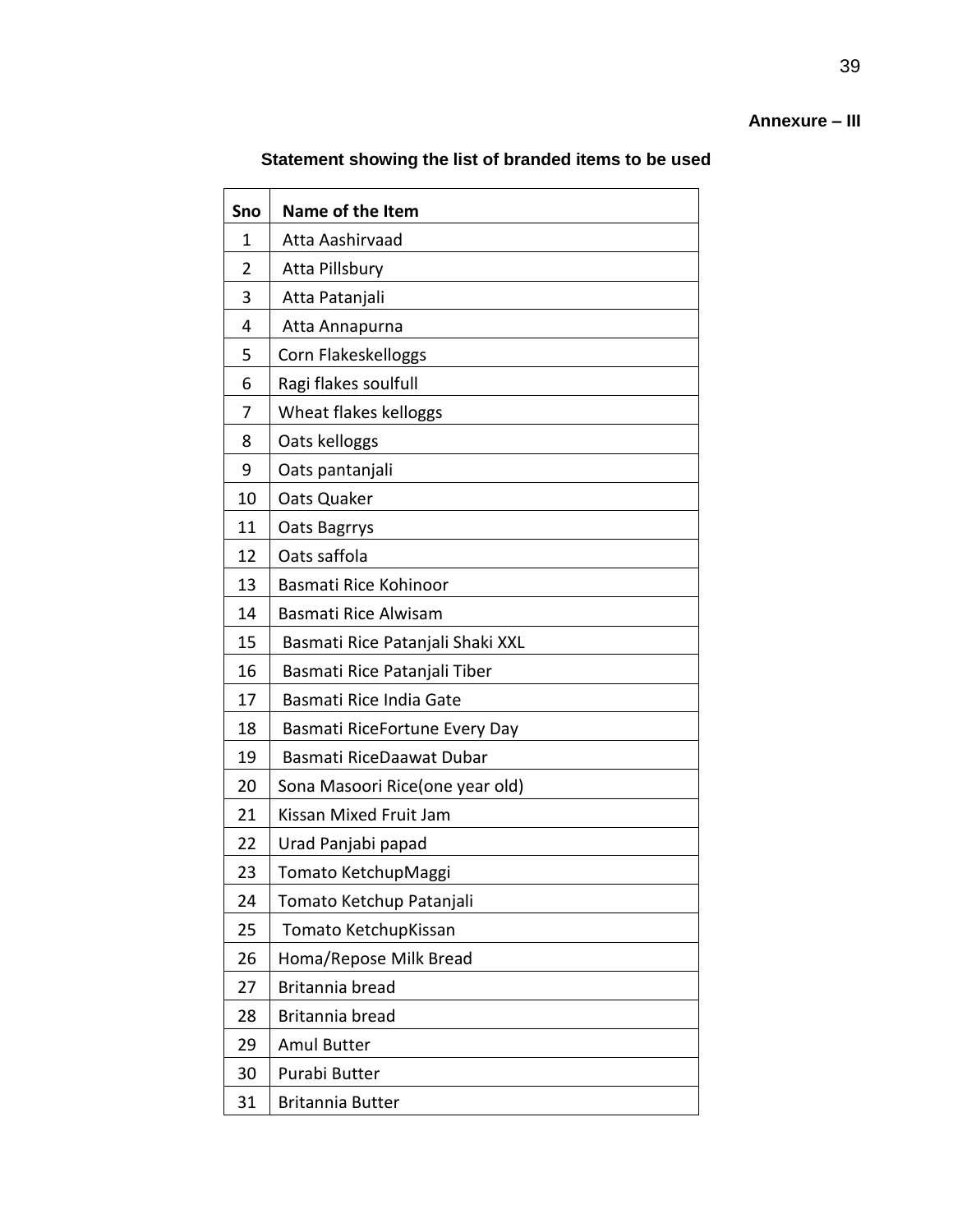**Annexure – III**

**Statement showing the list of branded items to be used**

| Sno | Name of the Item |
|---|---|
| 1 | Atta Aashirvaad |
| 2 | Atta Pillsbury |
| 3 | Atta Patanjali |
| 4 | Atta Annapurna |
| 5 | Corn Flakeskelloggs |
| 6 | Ragi flakes soulfull |
| 7 | Wheat flakes kelloggs |
| 8 | Oats kelloggs |
| 9 | Oats pantanjali |
| 10 | Oats Quaker |
| 11 | Oats Bagrrys |
| 12 | Oats saffola |
| 13 | Basmati Rice Kohinoor |
| 14 | Basmati Rice Alwisam |
| 15 | Basmati Rice Patanjali Shaki XXL |
| 16 | Basmati Rice Patanjali Tiber |
| 17 | Basmati Rice India Gate |
| 18 | Basmati RiceFortune Every Day |
| 19 | Basmati RiceDaawat Dubar |
| 20 | Sona Masoori Rice(one year old) |
| 21 | Kissan Mixed Fruit Jam |
| 22 | Urad Panjabi papad |
| 23 | Tomato KetchupMaggi |
| 24 | Tomato Ketchup Patanjali |
| 25 | Tomato KetchupKissan |
| 26 | Homa/Repose Milk Bread |
| 27 | Britannia bread |
| 28 | Britannia bread |
| 29 | Amul Butter |
| 30 | Purabi Butter |
| 31 | Britannia Butter |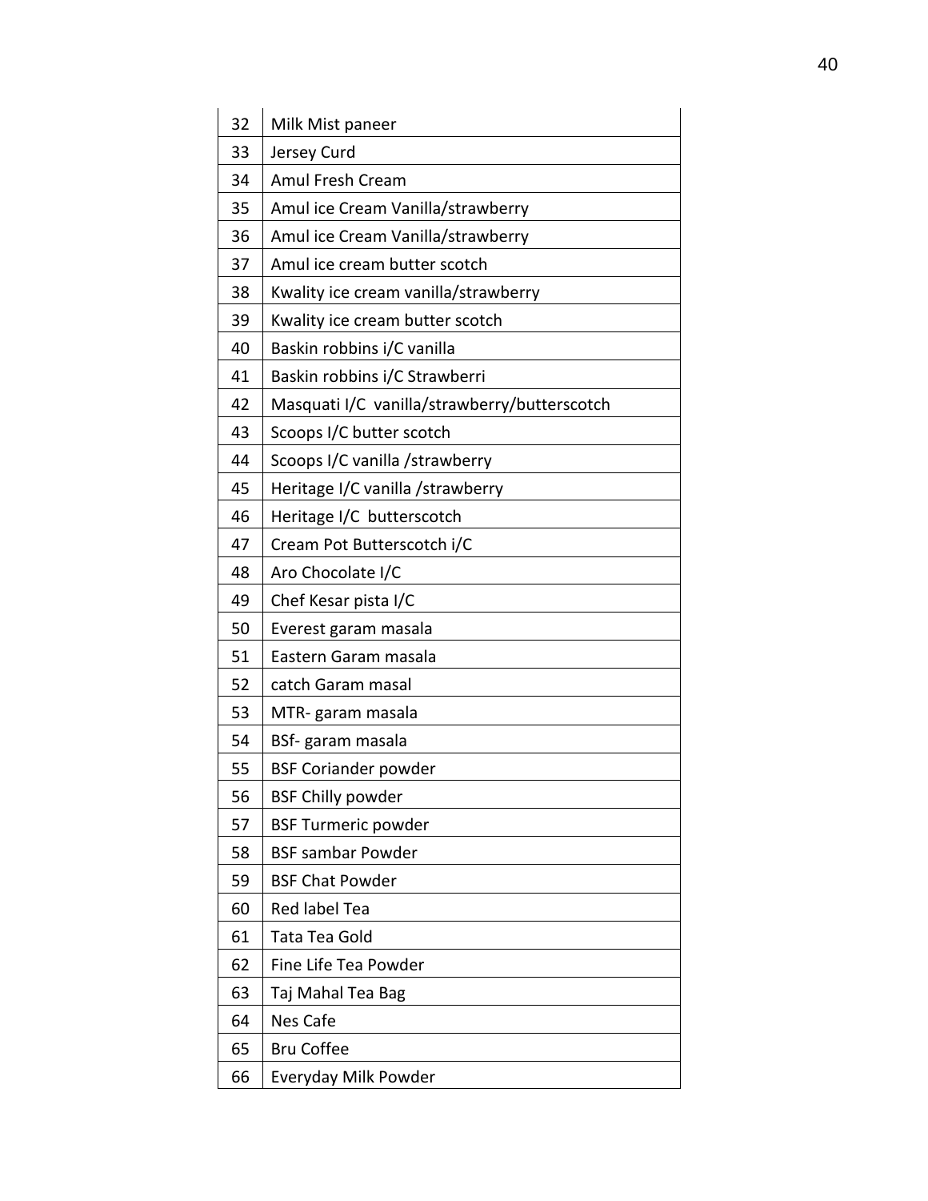| | |
|---|---|
| 32 | Milk Mist paneer |
| 33 | Jersey Curd |
| 34 | Amul Fresh Cream |
| 35 | Amul ice Cream Vanilla/strawberry |
| 36 | Amul ice Cream Vanilla/strawberry |
| 37 | Amul ice cream butter scotch |
| 38 | Kwality ice cream vanilla/strawberry |
| 39 | Kwality ice cream butter scotch |
| 40 | Baskin robbins i/C vanilla |
| 41 | Baskin robbins i/C Strawberri |
| 42 | Masquati I/C vanilla/strawberry/butterscotch |
| 43 | Scoops I/C butter scotch |
| 44 | Scoops I/C vanilla /strawberry |
| 45 | Heritage I/C vanilla /strawberry |
| 46 | Heritage I/C butterscotch |
| 47 | Cream Pot Butterscotch i/C |
| 48 | Aro Chocolate I/C |
| 49 | Chef Kesar pista I/C |
| 50 | Everest garam masala |
| 51 | Eastern Garam masala |
| 52 | catch Garam masal |
| 53 | MTR- garam masala |
| 54 | BSf- garam masala |
| 55 | BSF Coriander powder |
| 56 | BSF Chilly powder |
| 57 | BSF Turmeric powder |
| 58 | BSF sambar Powder |
| 59 | BSF Chat Powder |
| 60 | Red label Tea |
| 61 | Tata Tea Gold |
| 62 | Fine Life Tea Powder |
| 63 | Taj Mahal Tea Bag |
| 64 | Nes Cafe |
| 65 | Bru Coffee |
| 66 | Everyday Milk Powder |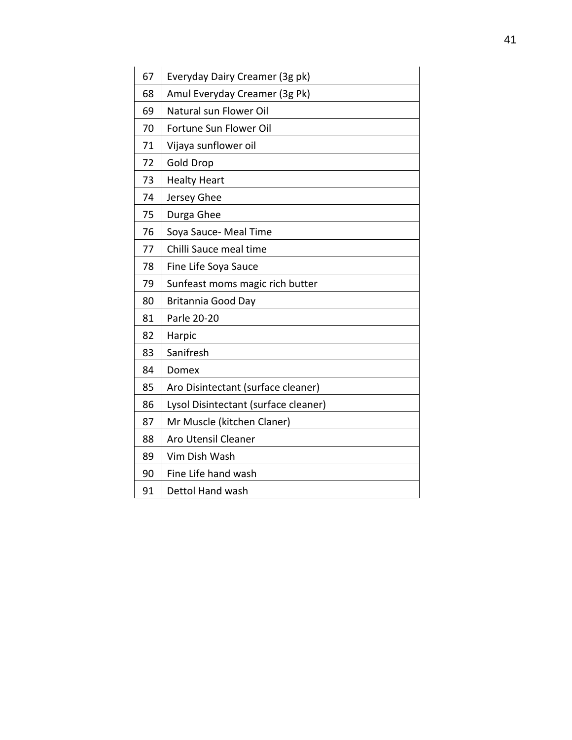| | |
|---|---|
| 67 | Everyday Dairy Creamer (3g pk) |
| 68 | Amul Everyday Creamer (3g Pk) |
| 69 | Natural sun Flower Oil |
| 70 | Fortune Sun Flower Oil |
| 71 | Vijaya sunflower oil |
| 72 | Gold Drop |
| 73 | Healty Heart |
| 74 | Jersey Ghee |
| 75 | Durga Ghee |
| 76 | Soya Sauce- Meal Time |
| 77 | Chilli Sauce meal time |
| 78 | Fine Life Soya Sauce |
| 79 | Sunfeast moms magic rich butter |
| 80 | Britannia Good Day |
| 81 | Parle 20-20 |
| 82 | Harpic |
| 83 | Sanifresh |
| 84 | Domex |
| 85 | Aro Disintectant (surface cleaner) |
| 86 | Lysol Disintectant (surface cleaner) |
| 87 | Mr Muscle (kitchen Claner) |
| 88 | Aro Utensil Cleaner |
| 89 | Vim Dish Wash |
| 90 | Fine Life hand wash |
| 91 | Dettol Hand wash |